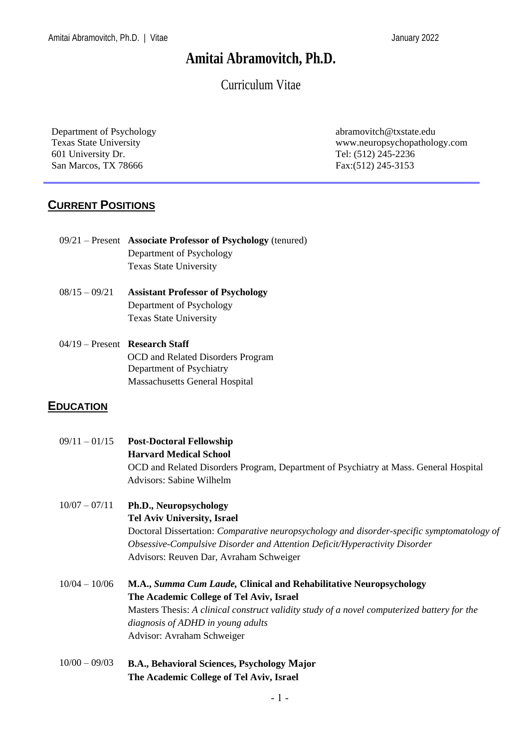# Amitai Abramovitch, Ph.D.

Curriculum Vitae

Department of Psychology
Texas State University
601 University Dr.
San Marcos, TX 78666

abramovitch@txstate.edu
www.neuropsychopathology.com
Tel: (512) 245-2236
Fax:(512) 245-3153

---

## CURRENT POSITIONS

09/21 – Present **Associate Professor of Psychology** (tenured)
Department of Psychology
Texas State University

08/15 – 09/21 **Assistant Professor of Psychology**
Department of Psychology
Texas State University

04/19 – Present **Research Staff**
OCD and Related Disorders Program
Department of Psychiatry
Massachusetts General Hospital

## EDUCATION

09/11 – 01/15 **Post-Doctoral Fellowship**
**Harvard Medical School**
OCD and Related Disorders Program, Department of Psychiatry at Mass. General Hospital
Advisors: Sabine Wilhelm

10/07 – 07/11 **Ph.D., Neuropsychology**
**Tel Aviv University, Israel**
Doctoral Dissertation: *Comparative neuropsychology and disorder-specific symptomatology of Obsessive-Compulsive Disorder and Attention Deficit/Hyperactivity Disorder*
Advisors: Reuven Dar, Avraham Schweiger

10/04 – 10/06 **M.A., *Summa Cum Laude*, Clinical and Rehabilitative Neuropsychology**
**The Academic College of Tel Aviv, Israel**
Masters Thesis: *A clinical construct validity study of a novel computerized battery for the diagnosis of ADHD in young adults*
Advisor: Avraham Schweiger

10/00 – 09/03 **B.A., Behavioral Sciences, Psychology Major**
**The Academic College of Tel Aviv, Israel**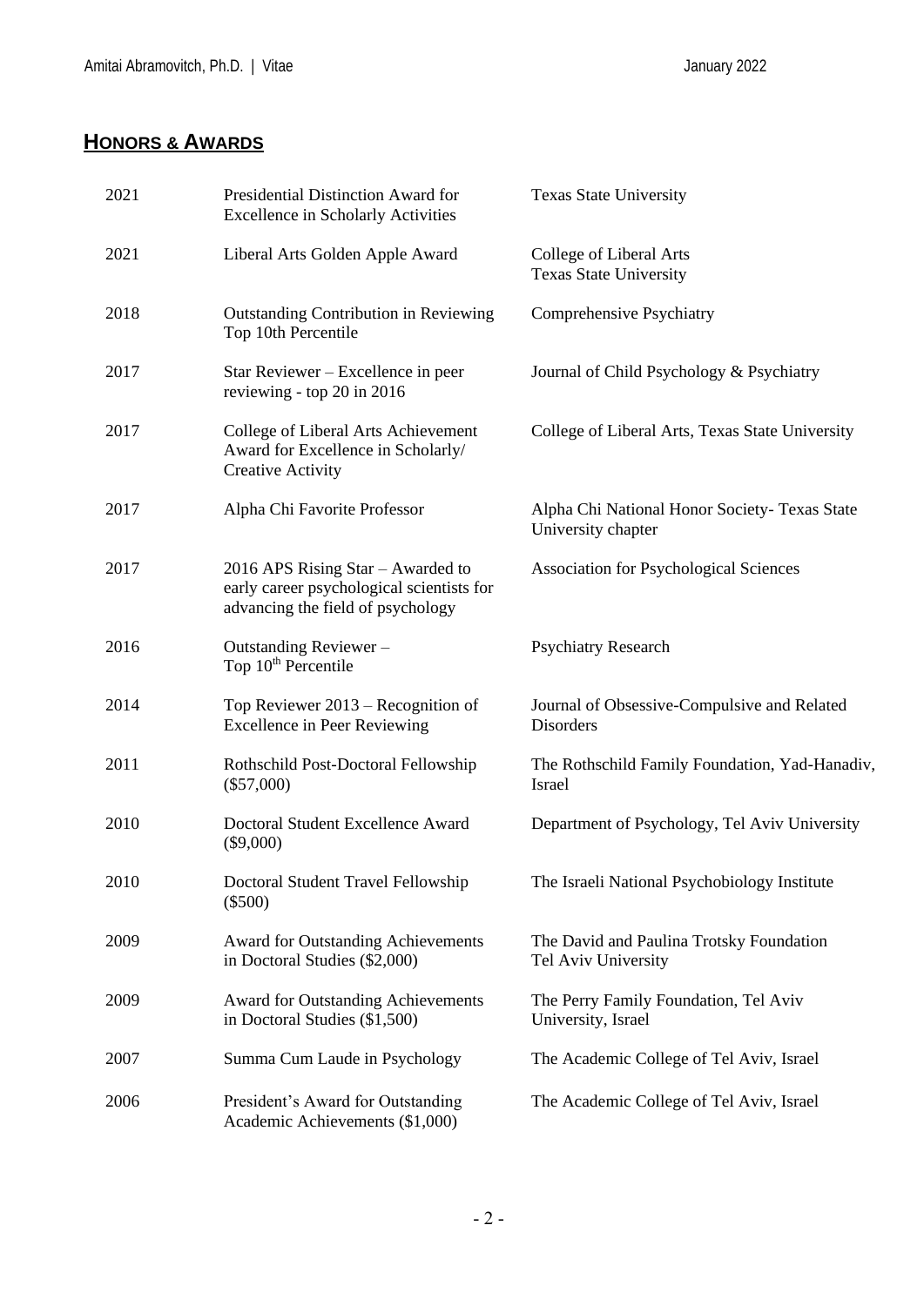## HONORS & AWARDS

| | | |
|---|---|---|
| 2021 | Presidential Distinction Award for Excellence in Scholarly Activities | Texas State University |
| 2021 | Liberal Arts Golden Apple Award | College of Liberal Arts Texas State University |
| 2018 | Outstanding Contribution in Reviewing Top 10th Percentile | Comprehensive Psychiatry |
| 2017 | Star Reviewer – Excellence in peer reviewing - top 20 in 2016 | Journal of Child Psychology & Psychiatry |
| 2017 | College of Liberal Arts Achievement Award for Excellence in Scholarly/ Creative Activity | College of Liberal Arts, Texas State University |
| 2017 | Alpha Chi Favorite Professor | Alpha Chi National Honor Society- Texas State University chapter |
| 2017 | 2016 APS Rising Star – Awarded to early career psychological scientists for advancing the field of psychology | Association for Psychological Sciences |
| 2016 | Outstanding Reviewer – Top 10th Percentile | Psychiatry Research |
| 2014 | Top Reviewer 2013 – Recognition of Excellence in Peer Reviewing | Journal of Obsessive-Compulsive and Related Disorders |
| 2011 | Rothschild Post-Doctoral Fellowship ($57,000) | The Rothschild Family Foundation, Yad-Hanadiv, Israel |
| 2010 | Doctoral Student Excellence Award ($9,000) | Department of Psychology, Tel Aviv University |
| 2010 | Doctoral Student Travel Fellowship ($500) | The Israeli National Psychobiology Institute |
| 2009 | Award for Outstanding Achievements in Doctoral Studies ($2,000) | The David and Paulina Trotsky Foundation Tel Aviv University |
| 2009 | Award for Outstanding Achievements in Doctoral Studies ($1,500) | The Perry Family Foundation, Tel Aviv University, Israel |
| 2007 | Summa Cum Laude in Psychology | The Academic College of Tel Aviv, Israel |
| 2006 | President's Award for Outstanding Academic Achievements ($1,000) | The Academic College of Tel Aviv, Israel |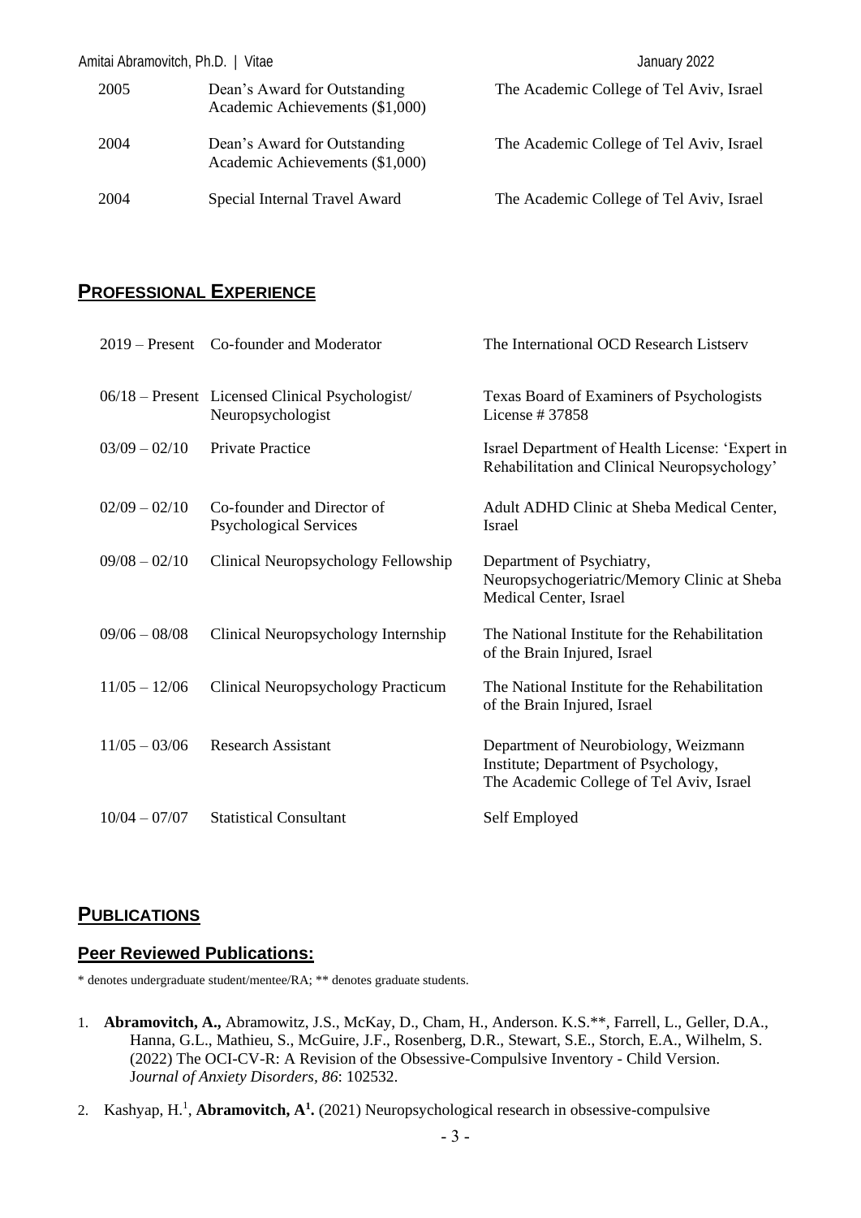| | | |
|---|---|---|
| 2005 | Dean's Award for Outstanding Academic Achievements ($1,000) | The Academic College of Tel Aviv, Israel |
| 2004 | Dean's Award for Outstanding Academic Achievements ($1,000) | The Academic College of Tel Aviv, Israel |
| 2004 | Special Internal Travel Award | The Academic College of Tel Aviv, Israel |

## **PROFESSIONAL EXPERIENCE**

| | | |
|---|---|---|
| 2019 – Present | Co-founder and Moderator | The International OCD Research Listserv |
| 06/18 – Present | Licensed Clinical Psychologist/ Neuropsychologist | Texas Board of Examiners of Psychologists License # 37858 |
| 03/09 – 02/10 | Private Practice | Israel Department of Health License: 'Expert in Rehabilitation and Clinical Neuropsychology' |
| 02/09 – 02/10 | Co-founder and Director of Psychological Services | Adult ADHD Clinic at Sheba Medical Center, Israel |
| 09/08 – 02/10 | Clinical Neuropsychology Fellowship | Department of Psychiatry, Neuropsychogeriatric/Memory Clinic at Sheba Medical Center, Israel |
| 09/06 – 08/08 | Clinical Neuropsychology Internship | The National Institute for the Rehabilitation of the Brain Injured, Israel |
| 11/05 – 12/06 | Clinical Neuropsychology Practicum | The National Institute for the Rehabilitation of the Brain Injured, Israel |
| 11/05 – 03/06 | Research Assistant | Department of Neurobiology, Weizmann Institute; Department of Psychology, The Academic College of Tel Aviv, Israel |
| 10/04 – 07/07 | Statistical Consultant | Self Employed |

## **PUBLICATIONS**

### **Peer Reviewed Publications:**

\* denotes undergraduate student/mentee/RA; ** denotes graduate students.

1. **Abramovitch, A.,** Abramowitz, J.S., McKay, D., Cham, H., Anderson. K.S.**, Farrell, L., Geller, D.A., Hanna, G.L., Mathieu, S., McGuire, J.F., Rosenberg, D.R., Stewart, S.E., Storch, E.A., Wilhelm, S. (2022) The OCI-CV-R: A Revision of the Obsessive-Compulsive Inventory - Child Version. *Journal of Anxiety Disorders, 86*: 102532.
2. Kashyap, H.[1], **Abramovitch, A[1].** (2021) Neuropsychological research in obsessive-compulsive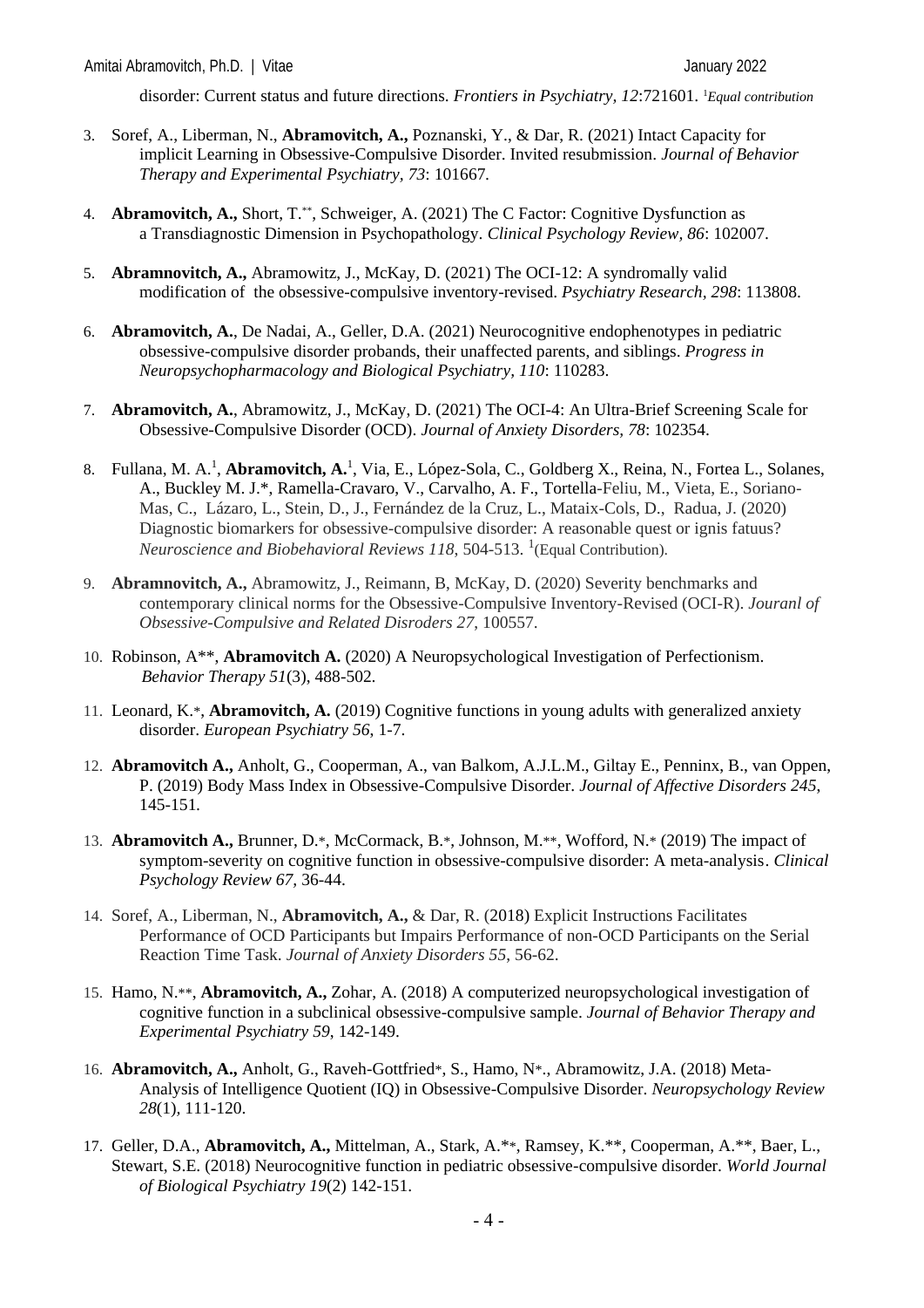disorder: Current status and future directions. *Frontiers in Psychiatry, 12*:721601. [1]*Equal contribution*

3. Soref, A., Liberman, N., **Abramovitch, A.,** Poznanski, Y., & Dar, R. (2021) Intact Capacity for implicit Learning in Obsessive-Compulsive Disorder. Invited resubmission. *Journal of Behavior Therapy and Experimental Psychiatry, 73*: 101667.

4. **Abramovitch, A.,** Short, T.**, Schweiger, A. (2021) The C Factor: Cognitive Dysfunction as a Transdiagnostic Dimension in Psychopathology. *Clinical Psychology Review, 86*: 102007.

5. **Abramnovitch, A.,** Abramowitz, J., McKay, D. (2021) The OCI-12: A syndromally valid modification of the obsessive-compulsive inventory-revised. *Psychiatry Research, 298*: 113808.

6. **Abramovitch, A.**, De Nadai, A., Geller, D.A. (2021) Neurocognitive endophenotypes in pediatric obsessive-compulsive disorder probands, their unaffected parents, and siblings. *Progress in Neuropsychopharmacology and Biological Psychiatry, 110*: 110283.

7. **Abramovitch, A.**, Abramowitz, J., McKay, D. (2021) The OCI-4: An Ultra-Brief Screening Scale for Obsessive-Compulsive Disorder (OCD). *Journal of Anxiety Disorders, 78*: 102354.

8. Fullana, M. A.[1], **Abramovitch, A.**[1], Via, E., López-Sola, C., Goldberg X., Reina, N., Fortea L., Solanes, A., Buckley M. J.*, Ramella-Cravaro, V., Carvalho, A. F., Tortella-Feliu, M., Vieta, E., Soriano-Mas, C., Lázaro, L., Stein, D., J., Fernández de la Cruz, L., Mataix-Cols, D., Radua, J. (2020) Diagnostic biomarkers for obsessive-compulsive disorder: A reasonable quest or ignis fatuus? *Neuroscience and Biobehavioral Reviews 118*, 504-513. [1](Equal Contribution).

9. **Abramnovitch, A.,** Abramowitz, J., Reimann, B, McKay, D. (2020) Severity benchmarks and contemporary clinical norms for the Obsessive-Compulsive Inventory-Revised (OCI-R). *Jouranl of Obsessive-Compulsive and Related Disroders 27*, 100557.

10. Robinson, A**, **Abramovitch A.** (2020) A Neuropsychological Investigation of Perfectionism. *Behavior Therapy 51*(3), 488-502.

11. Leonard, K.*, **Abramovitch, A.** (2019) Cognitive functions in young adults with generalized anxiety disorder. *European Psychiatry 56*, 1-7.

12. **Abramovitch A.,** Anholt, G., Cooperman, A., van Balkom, A.J.L.M., Giltay E., Penninx, B., van Oppen, P. (2019) Body Mass Index in Obsessive-Compulsive Disorder. *Journal of Affective Disorders 245*, 145-151.

13. **Abramovitch A.,** Brunner, D.*, McCormack, B.*, Johnson, M.**, Wofford, N.* (2019) The impact of symptom-severity on cognitive function in obsessive-compulsive disorder: A meta-analysis. *Clinical Psychology Review 67*, 36-44.

14. Soref, A., Liberman, N., **Abramovitch, A.,** & Dar, R. (2018) Explicit Instructions Facilitates Performance of OCD Participants but Impairs Performance of non-OCD Participants on the Serial Reaction Time Task. *Journal of Anxiety Disorders 55*, 56-62.

15. Hamo, N.**, **Abramovitch, A.,** Zohar, A. (2018) A computerized neuropsychological investigation of cognitive function in a subclinical obsessive-compulsive sample. *Journal of Behavior Therapy and Experimental Psychiatry 59*, 142-149.

16. **Abramovitch, A.,** Anholt, G., Raveh-Gottfried*, S., Hamo, N*., Abramowitz, J.A. (2018) Meta-Analysis of Intelligence Quotient (IQ) in Obsessive-Compulsive Disorder. *Neuropsychology Review 28*(1), 111-120.

17. Geller, D.A., **Abramovitch, A.,** Mittelman, A., Stark, A.**, Ramsey, K.**, Cooperman, A.**, Baer, L., Stewart, S.E. (2018) Neurocognitive function in pediatric obsessive-compulsive disorder. *World Journal of Biological Psychiatry 19*(2) 142-151.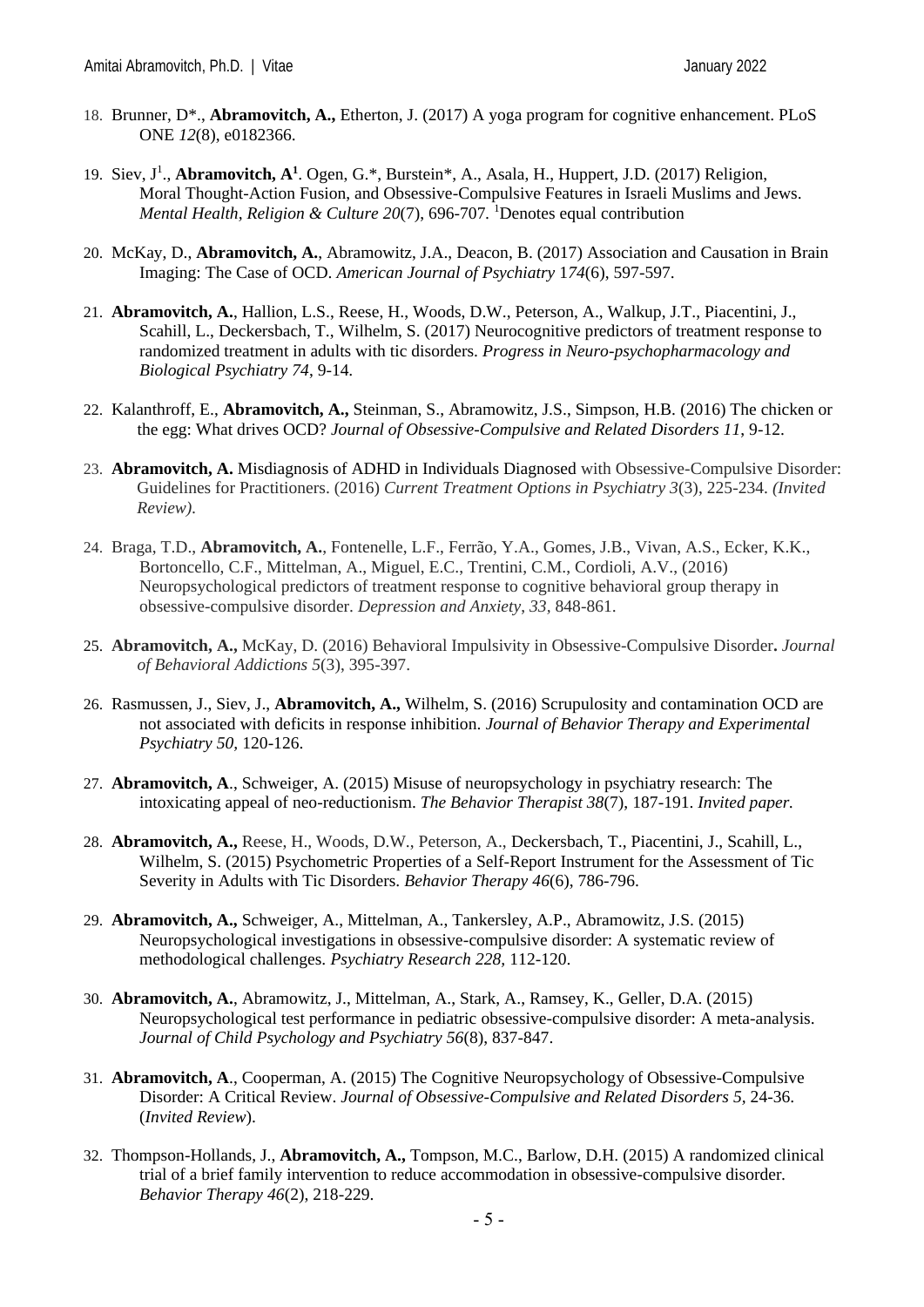18. Brunner, D*., **Abramovitch, A.,** Etherton, J. (2017) A yoga program for cognitive enhancement. PLoS ONE *12*(8), e0182366.

19. Siev, J[1]., **Abramovitch, A[1]**. Ogen, G.*, Burstein*, A., Asala, H., Huppert, J.D. (2017) Religion, Moral Thought-Action Fusion, and Obsessive-Compulsive Features in Israeli Muslims and Jews. *Mental Health, Religion & Culture 20*(7), 696-707. [1]Denotes equal contribution

20. McKay, D., **Abramovitch, A.**, Abramowitz, J.A., Deacon, B. (2017) Association and Causation in Brain Imaging: The Case of OCD. *American Journal of Psychiatry* 1*74*(6), 597-597.

21. **Abramovitch, A.**, Hallion, L.S., Reese, H., Woods, D.W., Peterson, A., Walkup, J.T., Piacentini, J., Scahill, L., Deckersbach, T., Wilhelm, S. (2017) Neurocognitive predictors of treatment response to randomized treatment in adults with tic disorders. *Progress in Neuro-psychopharmacology and Biological Psychiatry 74*, 9-14.

22. Kalanthroff, E., **Abramovitch, A.,** Steinman, S., Abramowitz, J.S., Simpson, H.B. (2016) The chicken or the egg: What drives OCD? *Journal of Obsessive-Compulsive and Related Disorders 11*, 9-12.

23. **Abramovitch, A.** Misdiagnosis of ADHD in Individuals Diagnosed with Obsessive-Compulsive Disorder: Guidelines for Practitioners. (2016) *Current Treatment Options in Psychiatry 3*(3), 225-234. *(Invited Review).*

24. Braga, T.D., **Abramovitch, A.**, Fontenelle, L.F., Ferrão, Y.A., Gomes, J.B., Vivan, A.S., Ecker, K.K., Bortoncello, C.F., Mittelman, A., Miguel, E.C., Trentini, C.M., Cordioli, A.V., (2016) Neuropsychological predictors of treatment response to cognitive behavioral group therapy in obsessive-compulsive disorder. *Depression and Anxiety*, *33*, 848-861.

25. **Abramovitch, A.,** McKay, D. (2016) Behavioral Impulsivity in Obsessive-Compulsive Disorder**.** *Journal of Behavioral Addictions 5*(3), 395-397.

26. Rasmussen, J., Siev, J., **Abramovitch, A.,** Wilhelm, S. (2016) Scrupulosity and contamination OCD are not associated with deficits in response inhibition. *Journal of Behavior Therapy and Experimental Psychiatry 50,* 120-126.

27. **Abramovitch, A**., Schweiger, A. (2015) Misuse of neuropsychology in psychiatry research: The intoxicating appeal of neo-reductionism. *The Behavior Therapist 38*(7), 187-191. *Invited paper.*

28. **Abramovitch, A.,** Reese, H., Woods, D.W., Peterson, A., Deckersbach, T., Piacentini, J., Scahill, L., Wilhelm, S. (2015) Psychometric Properties of a Self-Report Instrument for the Assessment of Tic Severity in Adults with Tic Disorders. *Behavior Therapy 46*(6), 786-796.

29. **Abramovitch, A.,** Schweiger, A., Mittelman, A., Tankersley, A.P., Abramowitz, J.S. (2015) Neuropsychological investigations in obsessive-compulsive disorder: A systematic review of methodological challenges. *Psychiatry Research 228,* 112-120.

30. **Abramovitch, A.**, Abramowitz, J., Mittelman, A., Stark, A., Ramsey, K., Geller, D.A. (2015) Neuropsychological test performance in pediatric obsessive-compulsive disorder: A meta-analysis. *Journal of Child Psychology and Psychiatry 56*(8), 837-847.

31. **Abramovitch, A**., Cooperman, A. (2015) The Cognitive Neuropsychology of Obsessive-Compulsive Disorder: A Critical Review. *Journal of Obsessive-Compulsive and Related Disorders 5,* 24-36. (*Invited Review*).

32. Thompson-Hollands, J., **Abramovitch, A.,** Tompson, M.C., Barlow, D.H. (2015) A randomized clinical trial of a brief family intervention to reduce accommodation in obsessive-compulsive disorder. *Behavior Therapy 46*(2), 218-229.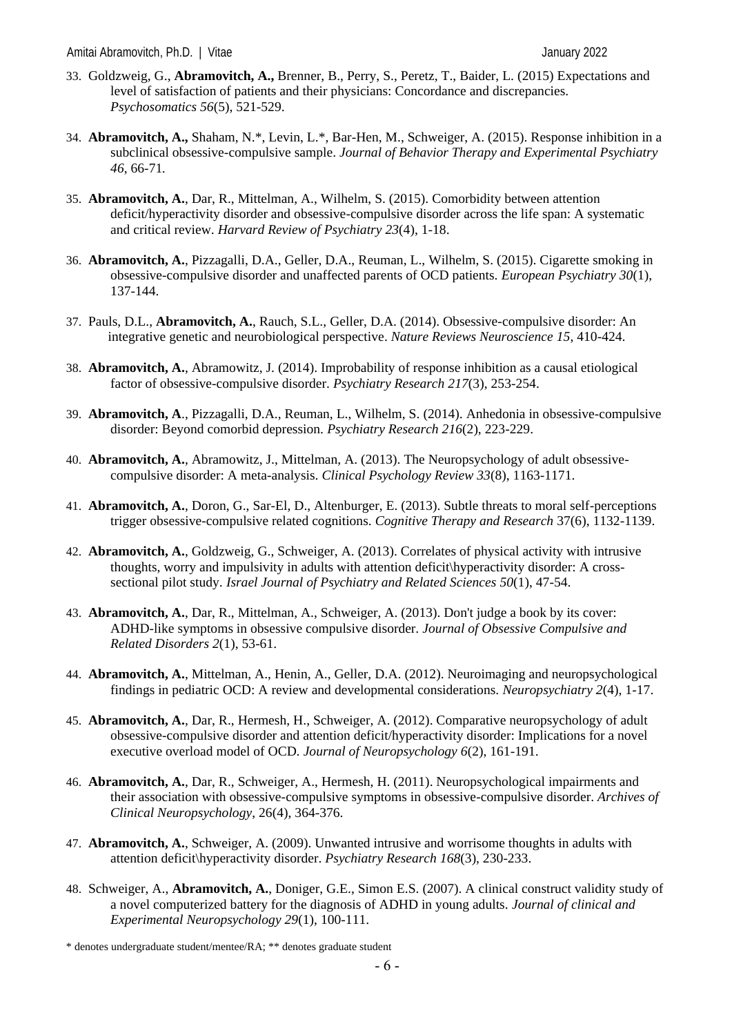33. Goldzweig, G., **Abramovitch, A.,** Brenner, B., Perry, S., Peretz, T., Baider, L. (2015) Expectations and level of satisfaction of patients and their physicians: Concordance and discrepancies. *Psychosomatics 56*(5), 521-529.

34. **Abramovitch, A.,** Shaham, N.*, Levin, L.*, Bar-Hen, M., Schweiger, A. (2015). Response inhibition in a subclinical obsessive-compulsive sample. *Journal of Behavior Therapy and Experimental Psychiatry 46*, 66-71.

35. **Abramovitch, A.**, Dar, R., Mittelman, A., Wilhelm, S. (2015). Comorbidity between attention deficit/hyperactivity disorder and obsessive-compulsive disorder across the life span: A systematic and critical review. *Harvard Review of Psychiatry 23*(4), 1-18.

36. **Abramovitch, A.**, Pizzagalli, D.A., Geller, D.A., Reuman, L., Wilhelm, S. (2015). Cigarette smoking in obsessive-compulsive disorder and unaffected parents of OCD patients. *European Psychiatry 30*(1), 137-144.

37. Pauls, D.L., **Abramovitch, A.**, Rauch, S.L., Geller, D.A. (2014). Obsessive-compulsive disorder: An integrative genetic and neurobiological perspective. *Nature Reviews Neuroscience 15*, 410-424.

38. **Abramovitch, A.**, Abramowitz, J. (2014). Improbability of response inhibition as a causal etiological factor of obsessive-compulsive disorder. *Psychiatry Research 217*(3), 253-254.

39. **Abramovitch, A**., Pizzagalli, D.A., Reuman, L., Wilhelm, S. (2014). Anhedonia in obsessive-compulsive disorder: Beyond comorbid depression. *Psychiatry Research 216*(2), 223-229.

40. **Abramovitch, A.**, Abramowitz, J., Mittelman, A. (2013). The Neuropsychology of adult obsessive-compulsive disorder: A meta-analysis. *Clinical Psychology Review 33*(8), 1163-1171.

41. **Abramovitch, A.**, Doron, G., Sar-El, D., Altenburger, E. (2013). Subtle threats to moral self-perceptions trigger obsessive-compulsive related cognitions. *Cognitive Therapy and Research* 37(6), 1132-1139.

42. **Abramovitch, A.**, Goldzweig, G., Schweiger, A. (2013). Correlates of physical activity with intrusive thoughts, worry and impulsivity in adults with attention deficit\hyperactivity disorder: A cross-sectional pilot study. *Israel Journal of Psychiatry and Related Sciences 50*(1), 47-54.

43. **Abramovitch, A.**, Dar, R., Mittelman, A., Schweiger, A. (2013). Don't judge a book by its cover: ADHD-like symptoms in obsessive compulsive disorder. *Journal of Obsessive Compulsive and Related Disorders 2*(1), 53-61.

44. **Abramovitch, A.**, Mittelman, A., Henin, A., Geller, D.A. (2012). Neuroimaging and neuropsychological findings in pediatric OCD: A review and developmental considerations. *Neuropsychiatry 2*(4), 1-17.

45. **Abramovitch, A.**, Dar, R., Hermesh, H., Schweiger, A. (2012). Comparative neuropsychology of adult obsessive-compulsive disorder and attention deficit/hyperactivity disorder: Implications for a novel executive overload model of OCD. *Journal of Neuropsychology 6*(2), 161-191.

46. **Abramovitch, A.**, Dar, R., Schweiger, A., Hermesh, H. (2011). Neuropsychological impairments and their association with obsessive-compulsive symptoms in obsessive-compulsive disorder. *Archives of Clinical Neuropsychology*, 26(4), 364-376.

47. **Abramovitch, A.**, Schweiger, A. (2009). Unwanted intrusive and worrisome thoughts in adults with attention deficit\hyperactivity disorder. *Psychiatry Research 168*(3), 230-233.

48. Schweiger, A., **Abramovitch, A.**, Doniger, G.E., Simon E.S. (2007). A clinical construct validity study of a novel computerized battery for the diagnosis of ADHD in young adults. *Journal of clinical and Experimental Neuropsychology 29*(1), 100-111.

\* denotes undergraduate student/mentee/RA; ** denotes graduate student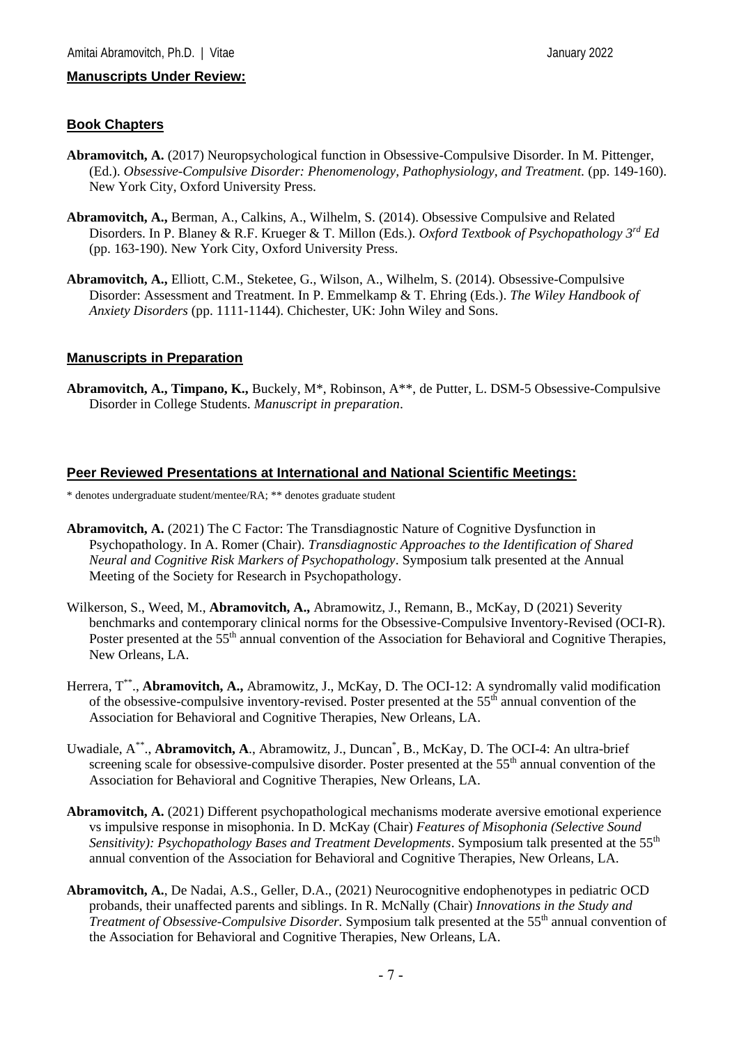**Manuscripts Under Review:**

## Book Chapters

**Abramovitch, A.** (2017) Neuropsychological function in Obsessive-Compulsive Disorder. In M. Pittenger, (Ed.). *Obsessive-Compulsive Disorder: Phenomenology, Pathophysiology, and Treatment*. (pp. 149-160). New York City, Oxford University Press.

**Abramovitch, A.,** Berman, A., Calkins, A., Wilhelm, S. (2014). Obsessive Compulsive and Related Disorders. In P. Blaney & R.F. Krueger & T. Millon (Eds.). *Oxford Textbook of Psychopathology 3rd Ed* (pp. 163-190). New York City, Oxford University Press.

**Abramovitch, A.,** Elliott, C.M., Steketee, G., Wilson, A., Wilhelm, S. (2014). Obsessive-Compulsive Disorder: Assessment and Treatment. In P. Emmelkamp & T. Ehring (Eds.). *The Wiley Handbook of Anxiety Disorders* (pp. 1111-1144). Chichester, UK: John Wiley and Sons.

## Manuscripts in Preparation

**Abramovitch, A., Timpano, K.,** Buckely, M*, Robinson, A**, de Putter, L. DSM-5 Obsessive-Compulsive Disorder in College Students. *Manuscript in preparation*.

## Peer Reviewed Presentations at International and National Scientific Meetings:

\* denotes undergraduate student/mentee/RA; ** denotes graduate student

**Abramovitch, A.** (2021) The C Factor: The Transdiagnostic Nature of Cognitive Dysfunction in Psychopathology. In A. Romer (Chair). *Transdiagnostic Approaches to the Identification of Shared Neural and Cognitive Risk Markers of Psychopathology*. Symposium talk presented at the Annual Meeting of the Society for Research in Psychopathology.

Wilkerson, S., Weed, M., **Abramovitch, A.,** Abramowitz, J., Remann, B., McKay, D (2021) Severity benchmarks and contemporary clinical norms for the Obsessive-Compulsive Inventory-Revised (OCI-R). Poster presented at the 55th annual convention of the Association for Behavioral and Cognitive Therapies, New Orleans, LA.

Herrera, T**., **Abramovitch, A.,** Abramowitz, J., McKay, D. The OCI-12: A syndromally valid modification of the obsessive-compulsive inventory-revised. Poster presented at the 55th annual convention of the Association for Behavioral and Cognitive Therapies, New Orleans, LA.

Uwadiale, A**., **Abramovitch, A**., Abramowitz, J., Duncan*, B., McKay, D. The OCI-4: An ultra-brief screening scale for obsessive-compulsive disorder. Poster presented at the 55th annual convention of the Association for Behavioral and Cognitive Therapies, New Orleans, LA.

**Abramovitch, A.** (2021) Different psychopathological mechanisms moderate aversive emotional experience vs impulsive response in misophonia. In D. McKay (Chair) *Features of Misophonia (Selective Sound Sensitivity): Psychopathology Bases and Treatment Developments*. Symposium talk presented at the 55th annual convention of the Association for Behavioral and Cognitive Therapies, New Orleans, LA.

**Abramovitch, A.**, De Nadai, A.S., Geller, D.A., (2021) Neurocognitive endophenotypes in pediatric OCD probands, their unaffected parents and siblings. In R. McNally (Chair) *Innovations in the Study and Treatment of Obsessive-Compulsive Disorder.* Symposium talk presented at the 55th annual convention of the Association for Behavioral and Cognitive Therapies, New Orleans, LA.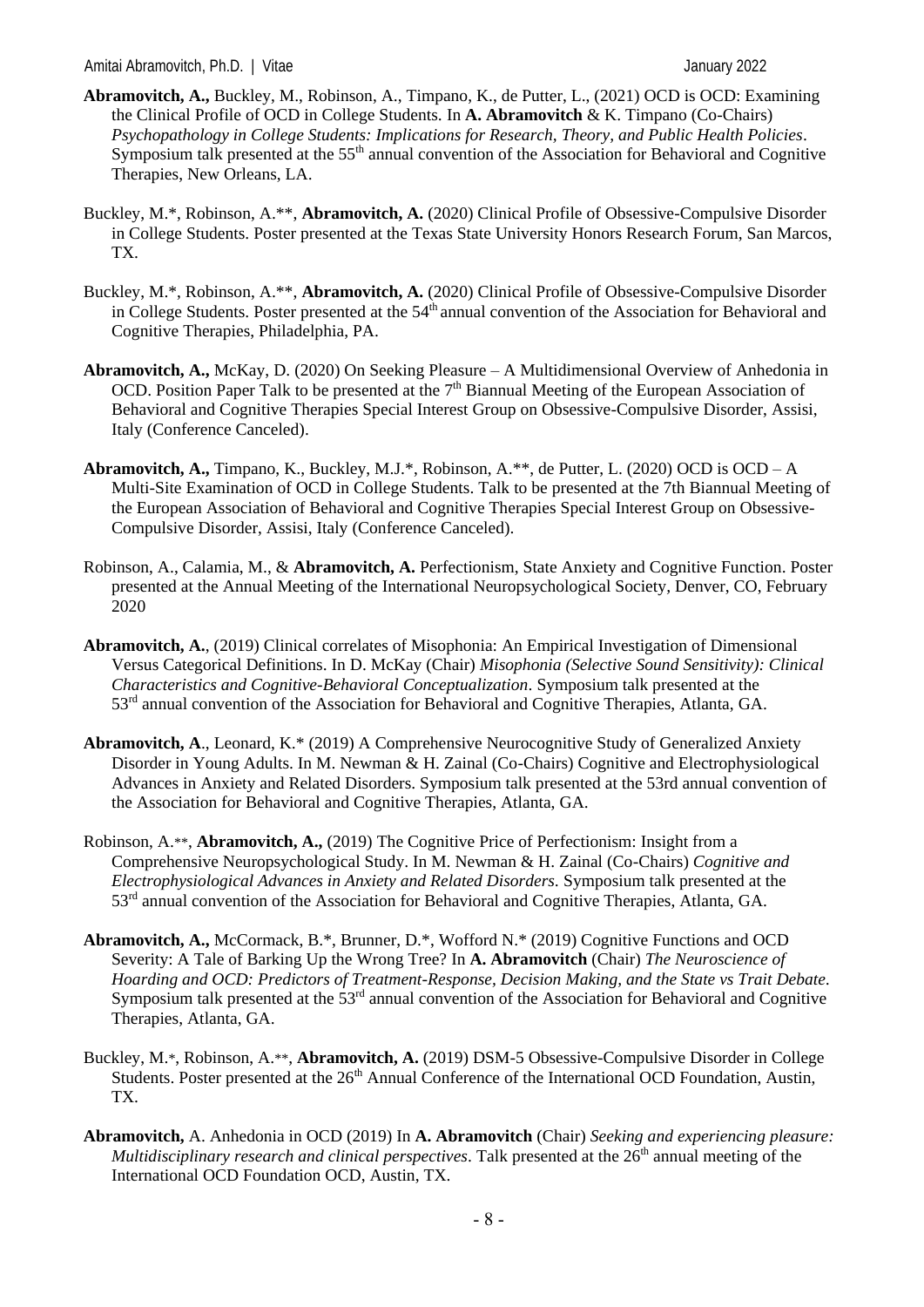**Abramovitch, A.,** Buckley, M., Robinson, A., Timpano, K., de Putter, L., (2021) OCD is OCD: Examining the Clinical Profile of OCD in College Students. In **A. Abramovitch** & K. Timpano (Co-Chairs) *Psychopathology in College Students: Implications for Research, Theory, and Public Health Policies*. Symposium talk presented at the 55th annual convention of the Association for Behavioral and Cognitive Therapies, New Orleans, LA.

Buckley, M.*, Robinson, A.**, **Abramovitch, A.** (2020) Clinical Profile of Obsessive-Compulsive Disorder in College Students. Poster presented at the Texas State University Honors Research Forum, San Marcos, TX.

Buckley, M.*, Robinson, A.**, **Abramovitch, A.** (2020) Clinical Profile of Obsessive-Compulsive Disorder in College Students. Poster presented at the 54th annual convention of the Association for Behavioral and Cognitive Therapies, Philadelphia, PA.

**Abramovitch, A.,** McKay, D. (2020) On Seeking Pleasure – A Multidimensional Overview of Anhedonia in OCD. Position Paper Talk to be presented at the 7th Biannual Meeting of the European Association of Behavioral and Cognitive Therapies Special Interest Group on Obsessive-Compulsive Disorder, Assisi, Italy (Conference Canceled).

**Abramovitch, A.,** Timpano, K., Buckley, M.J.*, Robinson, A.**, de Putter, L. (2020) OCD is OCD – A Multi-Site Examination of OCD in College Students. Talk to be presented at the 7th Biannual Meeting of the European Association of Behavioral and Cognitive Therapies Special Interest Group on Obsessive-Compulsive Disorder, Assisi, Italy (Conference Canceled).

Robinson, A., Calamia, M., & **Abramovitch, A.** Perfectionism, State Anxiety and Cognitive Function. Poster presented at the Annual Meeting of the International Neuropsychological Society, Denver, CO, February 2020

**Abramovitch, A.**, (2019) Clinical correlates of Misophonia: An Empirical Investigation of Dimensional Versus Categorical Definitions. In D. McKay (Chair) *Misophonia (Selective Sound Sensitivity): Clinical Characteristics and Cognitive-Behavioral Conceptualization*. Symposium talk presented at the 53rd annual convention of the Association for Behavioral and Cognitive Therapies, Atlanta, GA.

**Abramovitch, A**., Leonard, K.* (2019) A Comprehensive Neurocognitive Study of Generalized Anxiety Disorder in Young Adults. In M. Newman & H. Zainal (Co-Chairs) Cognitive and Electrophysiological Advances in Anxiety and Related Disorders. Symposium talk presented at the 53rd annual convention of the Association for Behavioral and Cognitive Therapies, Atlanta, GA.

Robinson, A.**, **Abramovitch, A.,** (2019) The Cognitive Price of Perfectionism: Insight from a Comprehensive Neuropsychological Study. In M. Newman & H. Zainal (Co-Chairs) *Cognitive and Electrophysiological Advances in Anxiety and Related Disorders*. Symposium talk presented at the 53rd annual convention of the Association for Behavioral and Cognitive Therapies, Atlanta, GA.

**Abramovitch, A.,** McCormack, B.*, Brunner, D.*, Wofford N.* (2019) Cognitive Functions and OCD Severity: A Tale of Barking Up the Wrong Tree? In **A. Abramovitch** (Chair) *The Neuroscience of Hoarding and OCD: Predictors of Treatment-Response, Decision Making, and the State vs Trait Debate*. Symposium talk presented at the 53rd annual convention of the Association for Behavioral and Cognitive Therapies, Atlanta, GA.

Buckley, M.*, Robinson, A.**, **Abramovitch, A.** (2019) DSM-5 Obsessive-Compulsive Disorder in College Students. Poster presented at the 26th Annual Conference of the International OCD Foundation, Austin, TX.

**Abramovitch,** A. Anhedonia in OCD (2019) In **A. Abramovitch** (Chair) *Seeking and experiencing pleasure: Multidisciplinary research and clinical perspectives*. Talk presented at the 26th annual meeting of the International OCD Foundation OCD, Austin, TX.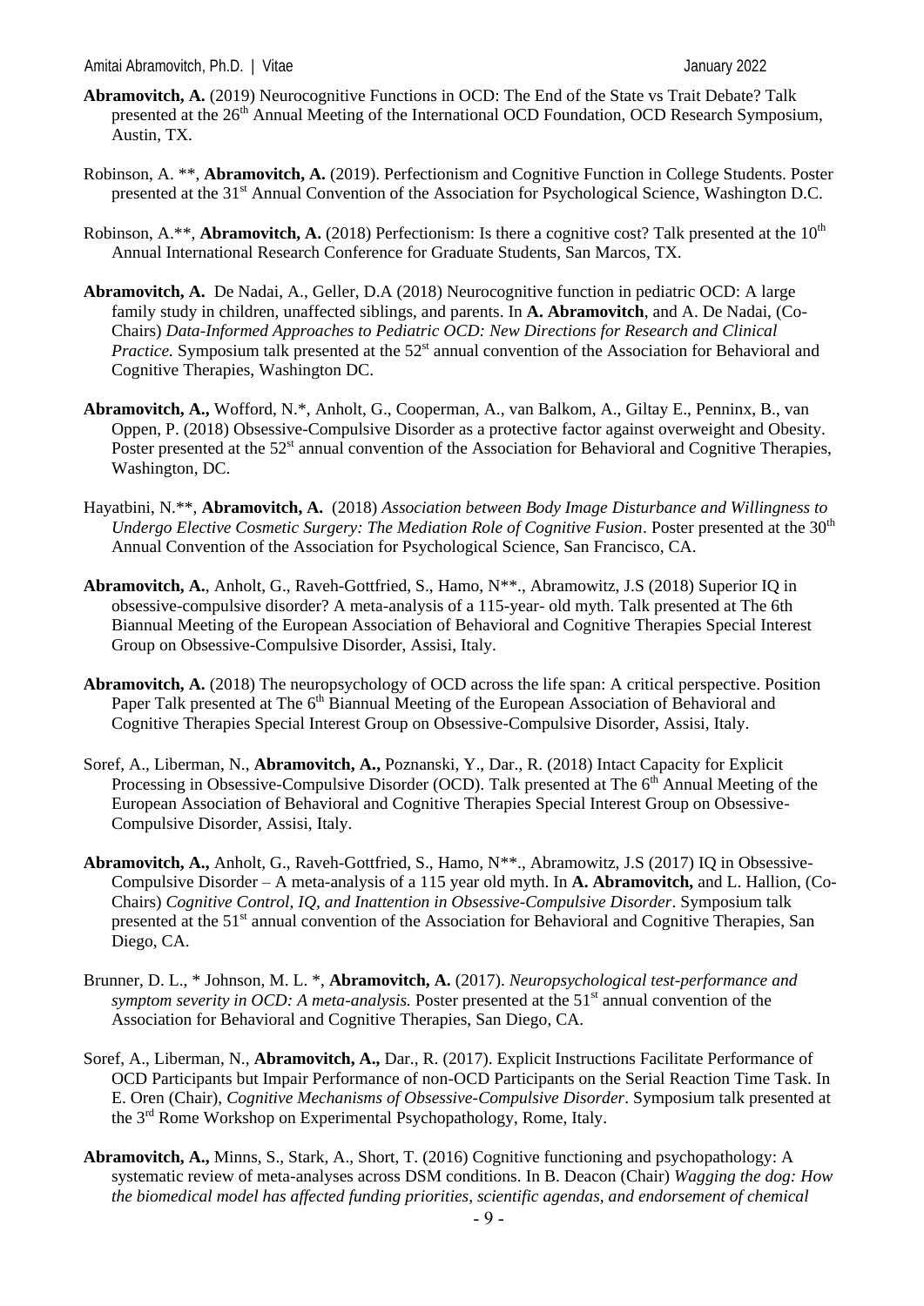**Abramovitch, A.** (2019) Neurocognitive Functions in OCD: The End of the State vs Trait Debate? Talk presented at the 26th Annual Meeting of the International OCD Foundation, OCD Research Symposium, Austin, TX.

Robinson, A. **, **Abramovitch, A.** (2019). Perfectionism and Cognitive Function in College Students. Poster presented at the 31st Annual Convention of the Association for Psychological Science, Washington D.C.

Robinson, A.**, **Abramovitch, A.** (2018) Perfectionism: Is there a cognitive cost? Talk presented at the 10th Annual International Research Conference for Graduate Students, San Marcos, TX.

**Abramovitch, A.** De Nadai, A., Geller, D.A (2018) Neurocognitive function in pediatric OCD: A large family study in children, unaffected siblings, and parents. In **A. Abramovitch**, and A. De Nadai, (Co-Chairs) *Data-Informed Approaches to Pediatric OCD: New Directions for Research and Clinical Practice.* Symposium talk presented at the 52st annual convention of the Association for Behavioral and Cognitive Therapies, Washington DC.

**Abramovitch, A.,** Wofford, N.*, Anholt, G., Cooperman, A., van Balkom, A., Giltay E., Penninx, B., van Oppen, P. (2018) Obsessive-Compulsive Disorder as a protective factor against overweight and Obesity. Poster presented at the 52st annual convention of the Association for Behavioral and Cognitive Therapies, Washington, DC.

Hayatbini, N.**, **Abramovitch, A.** (2018) *Association between Body Image Disturbance and Willingness to Undergo Elective Cosmetic Surgery: The Mediation Role of Cognitive Fusion*. Poster presented at the 30th Annual Convention of the Association for Psychological Science, San Francisco, CA.

**Abramovitch, A.**, Anholt, G., Raveh-Gottfried, S., Hamo, N**., Abramowitz, J.S (2018) Superior IQ in obsessive-compulsive disorder? A meta-analysis of a 115-year- old myth. Talk presented at The 6th Biannual Meeting of the European Association of Behavioral and Cognitive Therapies Special Interest Group on Obsessive-Compulsive Disorder, Assisi, Italy.

**Abramovitch, A.** (2018) The neuropsychology of OCD across the life span: A critical perspective. Position Paper Talk presented at The 6th Biannual Meeting of the European Association of Behavioral and Cognitive Therapies Special Interest Group on Obsessive-Compulsive Disorder, Assisi, Italy.

Soref, A., Liberman, N., **Abramovitch, A.,** Poznanski, Y., Dar., R. (2018) Intact Capacity for Explicit Processing in Obsessive-Compulsive Disorder (OCD). Talk presented at The 6th Annual Meeting of the European Association of Behavioral and Cognitive Therapies Special Interest Group on Obsessive-Compulsive Disorder, Assisi, Italy.

**Abramovitch, A.,** Anholt, G., Raveh-Gottfried, S., Hamo, N**., Abramowitz, J.S (2017) IQ in Obsessive-Compulsive Disorder – A meta-analysis of a 115 year old myth. In **A. Abramovitch,** and L. Hallion, (Co-Chairs) *Cognitive Control, IQ, and Inattention in Obsessive-Compulsive Disorder*. Symposium talk presented at the 51st annual convention of the Association for Behavioral and Cognitive Therapies, San Diego, CA.

Brunner, D. L., * Johnson, M. L. *, **Abramovitch, A.** (2017). *Neuropsychological test-performance and symptom severity in OCD: A meta-analysis.* Poster presented at the 51st annual convention of the Association for Behavioral and Cognitive Therapies, San Diego, CA.

Soref, A., Liberman, N., **Abramovitch, A.,** Dar., R. (2017). Explicit Instructions Facilitate Performance of OCD Participants but Impair Performance of non-OCD Participants on the Serial Reaction Time Task. In E. Oren (Chair), *Cognitive Mechanisms of Obsessive-Compulsive Disorder*. Symposium talk presented at the 3rd Rome Workshop on Experimental Psychopathology, Rome, Italy.

**Abramovitch, A.,** Minns, S., Stark, A., Short, T. (2016) Cognitive functioning and psychopathology: A systematic review of meta-analyses across DSM conditions. In B. Deacon (Chair) *Wagging the dog: How the biomedical model has affected funding priorities, scientific agendas, and endorsement of chemical*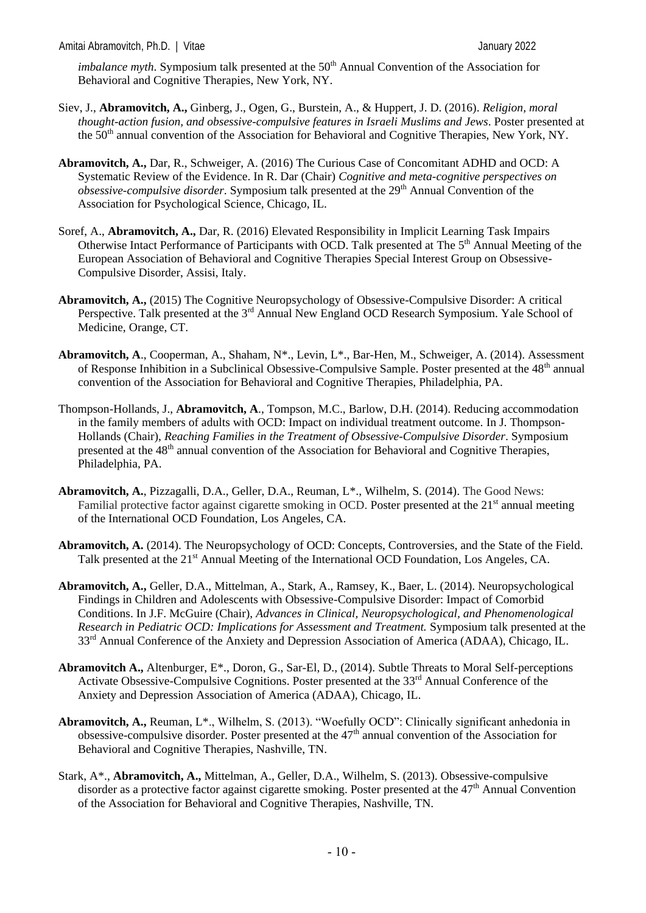*imbalance myth*. Symposium talk presented at the 50th Annual Convention of the Association for Behavioral and Cognitive Therapies, New York, NY.

Siev, J., **Abramovitch, A.,** Ginberg, J., Ogen, G., Burstein, A., & Huppert, J. D. (2016). *Religion, moral thought-action fusion, and obsessive-compulsive features in Israeli Muslims and Jews*. Poster presented at the 50th annual convention of the Association for Behavioral and Cognitive Therapies, New York, NY.

**Abramovitch, A.,** Dar, R., Schweiger, A. (2016) The Curious Case of Concomitant ADHD and OCD: A Systematic Review of the Evidence. In R. Dar (Chair) *Cognitive and meta-cognitive perspectives on obsessive-compulsive disorder.* Symposium talk presented at the 29th Annual Convention of the Association for Psychological Science, Chicago, IL.

Soref, A., **Abramovitch, A.,** Dar, R. (2016) Elevated Responsibility in Implicit Learning Task Impairs Otherwise Intact Performance of Participants with OCD. Talk presented at The 5th Annual Meeting of the European Association of Behavioral and Cognitive Therapies Special Interest Group on Obsessive-Compulsive Disorder, Assisi, Italy.

**Abramovitch, A.,** (2015) The Cognitive Neuropsychology of Obsessive-Compulsive Disorder: A critical Perspective. Talk presented at the 3rd Annual New England OCD Research Symposium. Yale School of Medicine, Orange, CT.

**Abramovitch, A**., Cooperman, A., Shaham, N*., Levin, L*., Bar-Hen, M., Schweiger, A. (2014). Assessment of Response Inhibition in a Subclinical Obsessive-Compulsive Sample. Poster presented at the 48th annual convention of the Association for Behavioral and Cognitive Therapies, Philadelphia, PA.

Thompson-Hollands, J., **Abramovitch, A**., Tompson, M.C., Barlow, D.H. (2014). Reducing accommodation in the family members of adults with OCD: Impact on individual treatment outcome. In J. Thompson-Hollands (Chair), *Reaching Families in the Treatment of Obsessive-Compulsive Disorder*. Symposium presented at the 48th annual convention of the Association for Behavioral and Cognitive Therapies, Philadelphia, PA.

**Abramovitch, A.**, Pizzagalli, D.A., Geller, D.A., Reuman, L*., Wilhelm, S. (2014). The Good News: Familial protective factor against cigarette smoking in OCD. Poster presented at the 21st annual meeting of the International OCD Foundation, Los Angeles, CA.

**Abramovitch, A.** (2014). The Neuropsychology of OCD: Concepts, Controversies, and the State of the Field. Talk presented at the 21st Annual Meeting of the International OCD Foundation, Los Angeles, CA.

**Abramovitch, A.,** Geller, D.A., Mittelman, A., Stark, A., Ramsey, K., Baer, L. (2014). Neuropsychological Findings in Children and Adolescents with Obsessive-Compulsive Disorder: Impact of Comorbid Conditions. In J.F. McGuire (Chair), *Advances in Clinical, Neuropsychological, and Phenomenological Research in Pediatric OCD: Implications for Assessment and Treatment.* Symposium talk presented at the 33rd Annual Conference of the Anxiety and Depression Association of America (ADAA), Chicago, IL.

**Abramovitch A.,** Altenburger, E*., Doron, G., Sar-El, D., (2014). Subtle Threats to Moral Self-perceptions Activate Obsessive-Compulsive Cognitions. Poster presented at the 33rd Annual Conference of the Anxiety and Depression Association of America (ADAA), Chicago, IL.

**Abramovitch, A.,** Reuman, L*., Wilhelm, S. (2013). "Woefully OCD": Clinically significant anhedonia in obsessive-compulsive disorder. Poster presented at the 47th annual convention of the Association for Behavioral and Cognitive Therapies, Nashville, TN.

Stark, A*., **Abramovitch, A.,** Mittelman, A., Geller, D.A., Wilhelm, S. (2013). Obsessive-compulsive disorder as a protective factor against cigarette smoking. Poster presented at the 47th Annual Convention of the Association for Behavioral and Cognitive Therapies, Nashville, TN.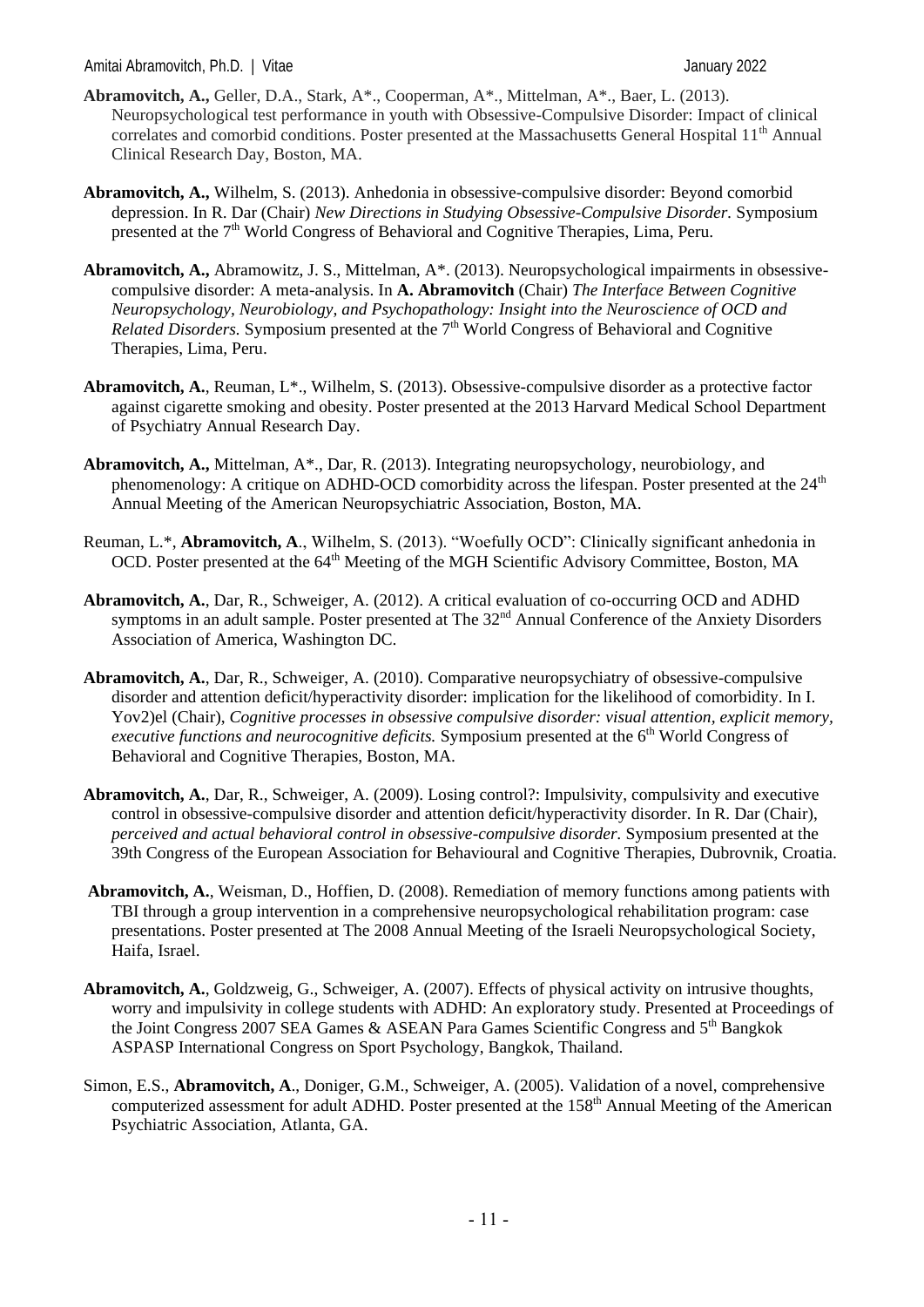**Abramovitch, A.,** Geller, D.A., Stark, A*., Cooperman, A*., Mittelman, A*., Baer, L. (2013). Neuropsychological test performance in youth with Obsessive-Compulsive Disorder: Impact of clinical correlates and comorbid conditions. Poster presented at the Massachusetts General Hospital 11th Annual Clinical Research Day, Boston, MA.

**Abramovitch, A.,** Wilhelm, S. (2013). Anhedonia in obsessive-compulsive disorder: Beyond comorbid depression. In R. Dar (Chair) *New Directions in Studying Obsessive-Compulsive Disorder*. Symposium presented at the 7th World Congress of Behavioral and Cognitive Therapies, Lima, Peru.

**Abramovitch, A.,** Abramowitz, J. S., Mittelman, A*. (2013). Neuropsychological impairments in obsessive-compulsive disorder: A meta-analysis. In **A. Abramovitch** (Chair) *The Interface Between Cognitive Neuropsychology, Neurobiology, and Psychopathology: Insight into the Neuroscience of OCD and Related Disorders.* Symposium presented at the 7th World Congress of Behavioral and Cognitive Therapies, Lima, Peru.

**Abramovitch, A.**, Reuman, L*., Wilhelm, S. (2013). Obsessive-compulsive disorder as a protective factor against cigarette smoking and obesity. Poster presented at the 2013 Harvard Medical School Department of Psychiatry Annual Research Day.

**Abramovitch, A.,** Mittelman, A*., Dar, R. (2013). Integrating neuropsychology, neurobiology, and phenomenology: A critique on ADHD-OCD comorbidity across the lifespan. Poster presented at the 24th Annual Meeting of the American Neuropsychiatric Association, Boston, MA.

Reuman, L.*, **Abramovitch, A**., Wilhelm, S. (2013). "Woefully OCD": Clinically significant anhedonia in OCD. Poster presented at the 64th Meeting of the MGH Scientific Advisory Committee, Boston, MA

**Abramovitch, A.**, Dar, R., Schweiger, A. (2012). A critical evaluation of co-occurring OCD and ADHD symptoms in an adult sample. Poster presented at The 32nd Annual Conference of the Anxiety Disorders Association of America, Washington DC.

**Abramovitch, A.**, Dar, R., Schweiger, A. (2010). Comparative neuropsychiatry of obsessive-compulsive disorder and attention deficit/hyperactivity disorder: implication for the likelihood of comorbidity. In I. Yov2)el (Chair), *Cognitive processes in obsessive compulsive disorder: visual attention, explicit memory, executive functions and neurocognitive deficits.* Symposium presented at the 6th World Congress of Behavioral and Cognitive Therapies, Boston, MA.

**Abramovitch, A.**, Dar, R., Schweiger, A. (2009). Losing control?: Impulsivity, compulsivity and executive control in obsessive-compulsive disorder and attention deficit/hyperactivity disorder. In R. Dar (Chair), *perceived and actual behavioral control in obsessive-compulsive disorder*. Symposium presented at the 39th Congress of the European Association for Behavioural and Cognitive Therapies, Dubrovnik, Croatia.

**Abramovitch, A.**, Weisman, D., Hoffien, D. (2008). Remediation of memory functions among patients with TBI through a group intervention in a comprehensive neuropsychological rehabilitation program: case presentations. Poster presented at The 2008 Annual Meeting of the Israeli Neuropsychological Society, Haifa, Israel.

**Abramovitch, A.**, Goldzweig, G., Schweiger, A. (2007). Effects of physical activity on intrusive thoughts, worry and impulsivity in college students with ADHD: An exploratory study. Presented at Proceedings of the Joint Congress 2007 SEA Games & ASEAN Para Games Scientific Congress and 5th Bangkok ASPASP International Congress on Sport Psychology, Bangkok, Thailand.

Simon, E.S., **Abramovitch, A**., Doniger, G.M., Schweiger, A. (2005). Validation of a novel, comprehensive computerized assessment for adult ADHD. Poster presented at the 158th Annual Meeting of the American Psychiatric Association, Atlanta, GA.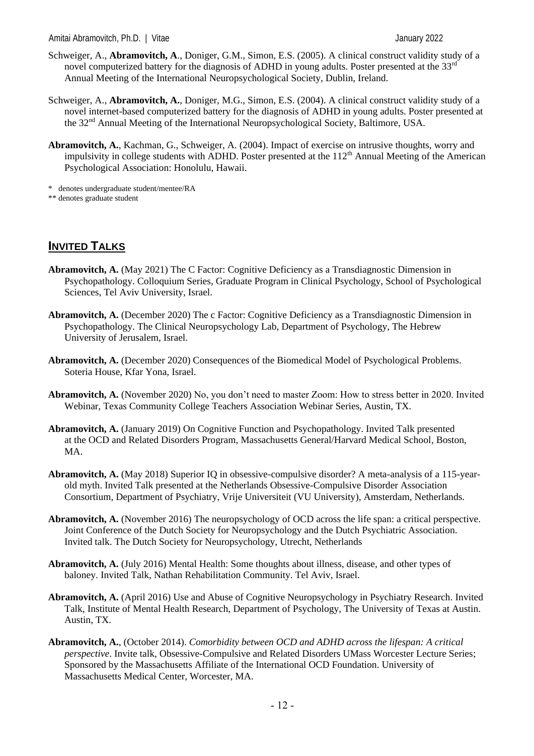Schweiger, A., **Abramovitch, A**., Doniger, G.M., Simon, E.S. (2005). A clinical construct validity study of a novel computerized battery for the diagnosis of ADHD in young adults. Poster presented at the 33rd Annual Meeting of the International Neuropsychological Society, Dublin, Ireland.

Schweiger, A., **Abramovitch, A.**, Doniger, M.G., Simon, E.S. (2004). A clinical construct validity study of a novel internet-based computerized battery for the diagnosis of ADHD in young adults. Poster presented at the 32nd Annual Meeting of the International Neuropsychological Society, Baltimore, USA.

**Abramovitch, A.**, Kachman, G., Schweiger, A. (2004). Impact of exercise on intrusive thoughts, worry and impulsivity in college students with ADHD. Poster presented at the 112th Annual Meeting of the American Psychological Association: Honolulu, Hawaii.

\* denotes undergraduate student/mentee/RA
\** denotes graduate student

## INVITED TALKS

**Abramovitch, A.** (May 2021) The C Factor: Cognitive Deficiency as a Transdiagnostic Dimension in Psychopathology. Colloquium Series, Graduate Program in Clinical Psychology, School of Psychological Sciences, Tel Aviv University, Israel.

**Abramovitch, A.** (December 2020) The c Factor: Cognitive Deficiency as a Transdiagnostic Dimension in Psychopathology. The Clinical Neuropsychology Lab, Department of Psychology, The Hebrew University of Jerusalem, Israel.

**Abramovitch, A.** (December 2020) Consequences of the Biomedical Model of Psychological Problems. Soteria House, Kfar Yona, Israel.

**Abramovitch, A.** (November 2020) No, you don't need to master Zoom: How to stress better in 2020. Invited Webinar, Texas Community College Teachers Association Webinar Series, Austin, TX.

**Abramovitch, A.** (January 2019) On Cognitive Function and Psychopathology. Invited Talk presented at the OCD and Related Disorders Program, Massachusetts General/Harvard Medical School, Boston, MA.

**Abramovitch, A.** (May 2018) Superior IQ in obsessive-compulsive disorder? A meta-analysis of a 115-year-old myth. Invited Talk presented at the Netherlands Obsessive-Compulsive Disorder Association Consortium, Department of Psychiatry, Vrije Universiteit (VU University), Amsterdam, Netherlands.

**Abramovitch, A.** (November 2016) The neuropsychology of OCD across the life span: a critical perspective. Joint Conference of the Dutch Society for Neuropsychology and the Dutch Psychiatric Association. Invited talk. The Dutch Society for Neuropsychology, Utrecht, Netherlands

**Abramovitch, A.** (July 2016) Mental Health: Some thoughts about illness, disease, and other types of baloney. Invited Talk, Nathan Rehabilitation Community. Tel Aviv, Israel.

**Abramovitch, A.** (April 2016) Use and Abuse of Cognitive Neuropsychology in Psychiatry Research. Invited Talk, Institute of Mental Health Research, Department of Psychology, The University of Texas at Austin. Austin, TX.

**Abramovitch, A.**, (October 2014). *Comorbidity between OCD and ADHD across the lifespan: A critical perspective*. Invite talk, Obsessive-Compulsive and Related Disorders UMass Worcester Lecture Series; Sponsored by the Massachusetts Affiliate of the International OCD Foundation. University of Massachusetts Medical Center, Worcester, MA.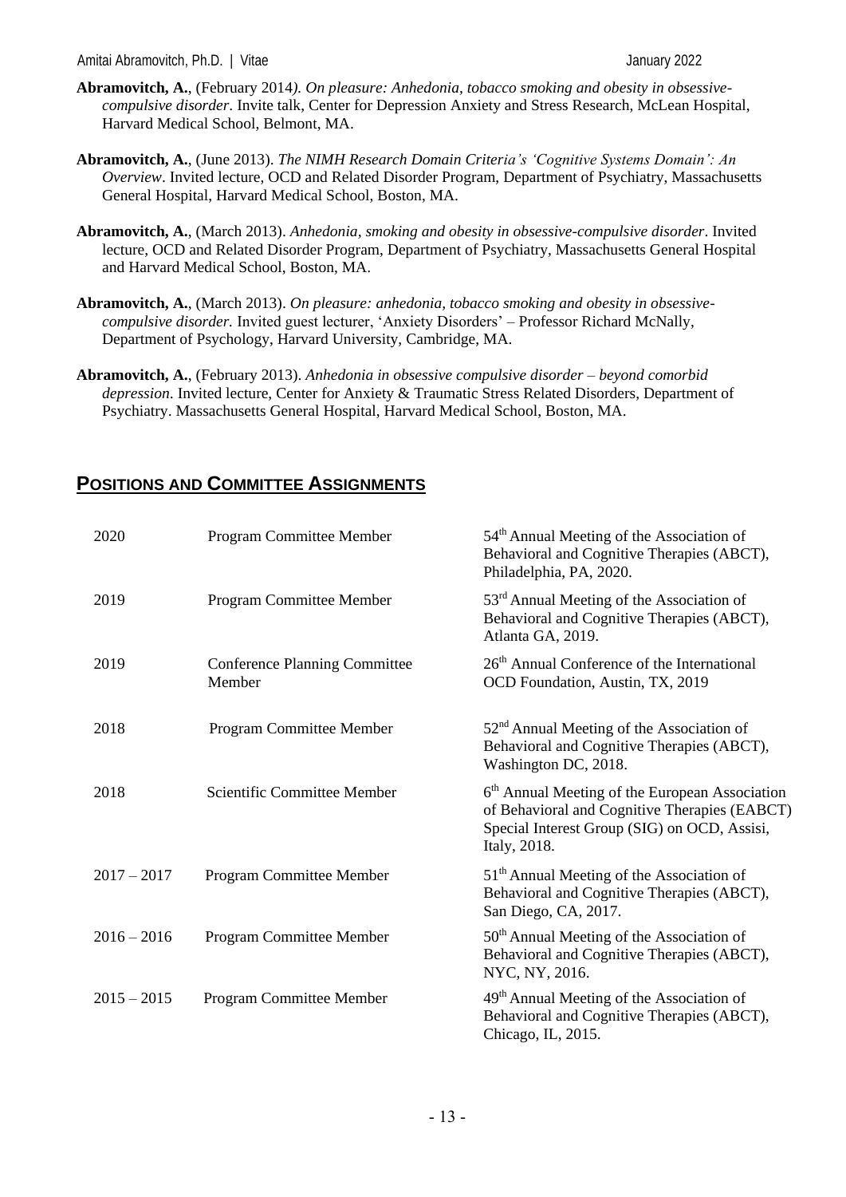**Abramovitch, A.**, (February 2014*). On pleasure: Anhedonia, tobacco smoking and obesity in obsessive-compulsive disorder*. Invite talk, Center for Depression Anxiety and Stress Research, McLean Hospital, Harvard Medical School, Belmont, MA.

**Abramovitch, A.**, (June 2013). *The NIMH Research Domain Criteria's 'Cognitive Systems Domain': An Overview*. Invited lecture, OCD and Related Disorder Program, Department of Psychiatry, Massachusetts General Hospital, Harvard Medical School, Boston, MA.

**Abramovitch, A.**, (March 2013). *Anhedonia, smoking and obesity in obsessive-compulsive disorder*. Invited lecture, OCD and Related Disorder Program, Department of Psychiatry, Massachusetts General Hospital and Harvard Medical School, Boston, MA.

**Abramovitch, A.**, (March 2013). *On pleasure: anhedonia, tobacco smoking and obesity in obsessive-compulsive disorder.* Invited guest lecturer, 'Anxiety Disorders' – Professor Richard McNally, Department of Psychology, Harvard University, Cambridge, MA.

**Abramovitch, A.**, (February 2013). *Anhedonia in obsessive compulsive disorder – beyond comorbid depression*. Invited lecture, Center for Anxiety & Traumatic Stress Related Disorders, Department of Psychiatry. Massachusetts General Hospital, Harvard Medical School, Boston, MA.

## Positions and Committee Assignments

| | | |
|---|---|---|
| 2020 | Program Committee Member | 54th Annual Meeting of the Association of Behavioral and Cognitive Therapies (ABCT), Philadelphia, PA, 2020. |
| 2019 | Program Committee Member | 53rd Annual Meeting of the Association of Behavioral and Cognitive Therapies (ABCT), Atlanta GA, 2019. |
| 2019 | Conference Planning Committee Member | 26th Annual Conference of the International OCD Foundation, Austin, TX, 2019 |
| 2018 | Program Committee Member | 52nd Annual Meeting of the Association of Behavioral and Cognitive Therapies (ABCT), Washington DC, 2018. |
| 2018 | Scientific Committee Member | 6th Annual Meeting of the European Association of Behavioral and Cognitive Therapies (EABCT) Special Interest Group (SIG) on OCD, Assisi, Italy, 2018. |
| 2017 – 2017 | Program Committee Member | 51th Annual Meeting of the Association of Behavioral and Cognitive Therapies (ABCT), San Diego, CA, 2017. |
| 2016 – 2016 | Program Committee Member | 50th Annual Meeting of the Association of Behavioral and Cognitive Therapies (ABCT), NYC, NY, 2016. |
| 2015 – 2015 | Program Committee Member | 49th Annual Meeting of the Association of Behavioral and Cognitive Therapies (ABCT), Chicago, IL, 2015. |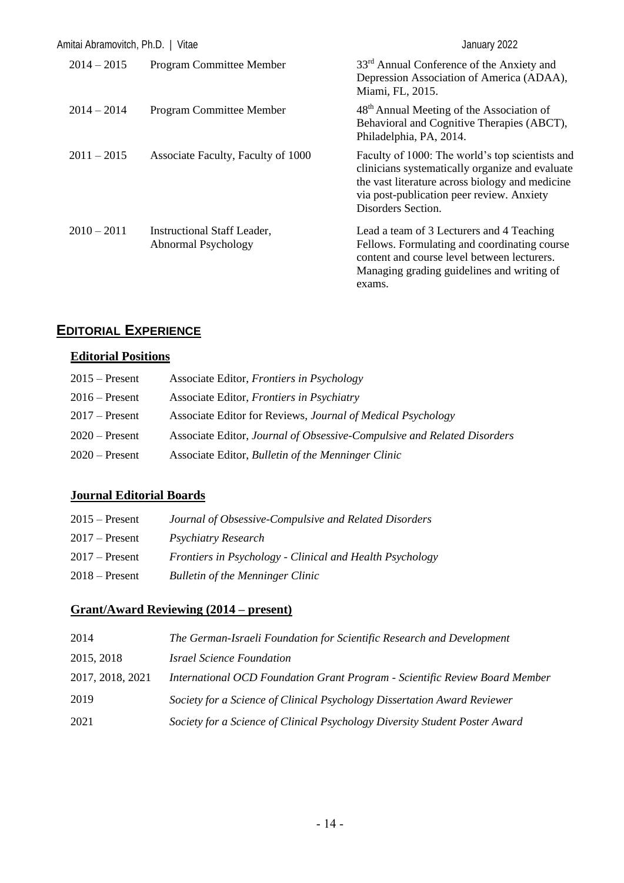| | | |
|---|---|---|
| 2014 – 2015 | Program Committee Member | 33rd Annual Conference of the Anxiety and Depression Association of America (ADAA), Miami, FL, 2015. |
| 2014 – 2014 | Program Committee Member | 48th Annual Meeting of the Association of Behavioral and Cognitive Therapies (ABCT), Philadelphia, PA, 2014. |
| 2011 – 2015 | Associate Faculty, Faculty of 1000 | Faculty of 1000: The world's top scientists and clinicians systematically organize and evaluate the vast literature across biology and medicine via post-publication peer review. Anxiety Disorders Section. |
| 2010 – 2011 | Instructional Staff Leader, Abnormal Psychology | Lead a team of 3 Lecturers and 4 Teaching Fellows. Formulating and coordinating course content and course level between lecturers. Managing grading guidelines and writing of exams. |

## EDITORIAL EXPERIENCE

### Editorial Positions

| | |
|---|---|
| 2015 – Present | Associate Editor, *Frontiers in Psychology* |
| 2016 – Present | Associate Editor, *Frontiers in Psychiatry* |
| 2017 – Present | Associate Editor for Reviews, *Journal of Medical Psychology* |
| 2020 – Present | Associate Editor, *Journal of Obsessive-Compulsive and Related Disorders* |
| 2020 – Present | Associate Editor, *Bulletin of the Menninger Clinic* |

### Journal Editorial Boards

| | |
|---|---|
| 2015 – Present | *Journal of Obsessive-Compulsive and Related Disorders* |
| 2017 – Present | *Psychiatry Research* |
| 2017 – Present | *Frontiers in Psychology - Clinical and Health Psychology* |
| 2018 – Present | *Bulletin of the Menninger Clinic* |

### Grant/Award Reviewing (2014 – present)

| | |
|---|---|
| 2014 | *The German-Israeli Foundation for Scientific Research and Development* |
| 2015, 2018 | *Israel Science Foundation* |
| 2017, 2018, 2021 | *International OCD Foundation Grant Program - Scientific Review Board Member* |
| 2019 | *Society for a Science of Clinical Psychology Dissertation Award Reviewer* |
| 2021 | *Society for a Science of Clinical Psychology Diversity Student Poster Award* |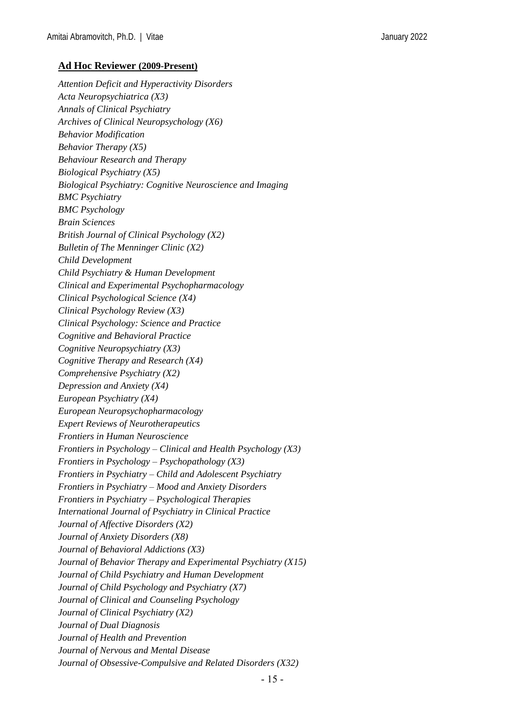## Ad Hoc Reviewer (2009-Present)

*Attention Deficit and Hyperactivity Disorders*
*Acta Neuropsychiatrica (X3)*
*Annals of Clinical Psychiatry*
*Archives of Clinical Neuropsychology (X6)*
*Behavior Modification*
*Behavior Therapy (X5)*
*Behaviour Research and Therapy*
*Biological Psychiatry (X5)*
*Biological Psychiatry: Cognitive Neuroscience and Imaging*
*BMC Psychiatry*
*BMC Psychology*
*Brain Sciences*
*British Journal of Clinical Psychology (X2)*
*Bulletin of The Menninger Clinic (X2)*
*Child Development*
*Child Psychiatry & Human Development*
*Clinical and Experimental Psychopharmacology*
*Clinical Psychological Science (X4)*
*Clinical Psychology Review (X3)*
*Clinical Psychology: Science and Practice*
*Cognitive and Behavioral Practice*
*Cognitive Neuropsychiatry (X3)*
*Cognitive Therapy and Research (X4)*
*Comprehensive Psychiatry (X2)*
*Depression and Anxiety (X4)*
*European Psychiatry (X4)*
*European Neuropsychopharmacology*
*Expert Reviews of Neurotherapeutics*
*Frontiers in Human Neuroscience*
*Frontiers in Psychology – Clinical and Health Psychology (X3)*
*Frontiers in Psychology – Psychopathology (X3)*
*Frontiers in Psychiatry – Child and Adolescent Psychiatry*
*Frontiers in Psychiatry – Mood and Anxiety Disorders*
*Frontiers in Psychiatry – Psychological Therapies*
*International Journal of Psychiatry in Clinical Practice*
*Journal of Affective Disorders (X2)*
*Journal of Anxiety Disorders (X8)*
*Journal of Behavioral Addictions (X3)*
*Journal of Behavior Therapy and Experimental Psychiatry (X15)*
*Journal of Child Psychiatry and Human Development*
*Journal of Child Psychology and Psychiatry (X7)*
*Journal of Clinical and Counseling Psychology*
*Journal of Clinical Psychiatry (X2)*
*Journal of Dual Diagnosis*
*Journal of Health and Prevention*
*Journal of Nervous and Mental Disease*
*Journal of Obsessive-Compulsive and Related Disorders (X32)*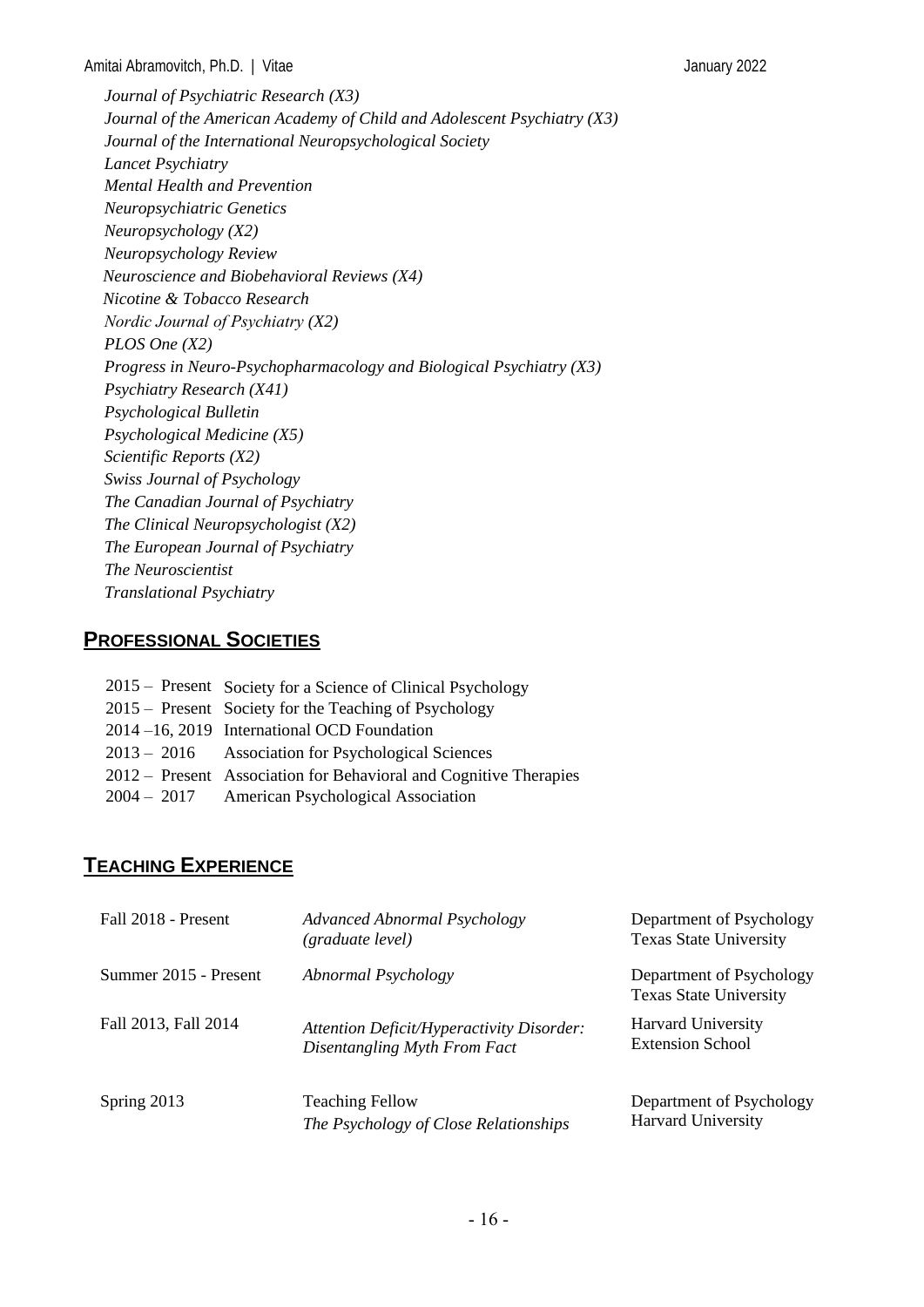*Journal of Psychiatric Research (X3)*
*Journal of the American Academy of Child and Adolescent Psychiatry (X3)*
*Journal of the International Neuropsychological Society*
*Lancet Psychiatry*
*Mental Health and Prevention*
*Neuropsychiatric Genetics*
*Neuropsychology (X2)*
*Neuropsychology Review*
*Neuroscience and Biobehavioral Reviews (X4)*
*Nicotine & Tobacco Research*
*Nordic Journal of Psychiatry (X2)*
*PLOS One (X2)*
*Progress in Neuro-Psychopharmacology and Biological Psychiatry (X3)*
*Psychiatry Research (X41)*
*Psychological Bulletin*
*Psychological Medicine (X5)*
*Scientific Reports (X2)*
*Swiss Journal of Psychology*
*The Canadian Journal of Psychiatry*
*The Clinical Neuropsychologist (X2)*
*The European Journal of Psychiatry*
*The Neuroscientist*
*Translational Psychiatry*

## PROFESSIONAL SOCIETIES

| | |
|---|---|
| 2015 – Present | Society for a Science of Clinical Psychology |
| 2015 – Present | Society for the Teaching of Psychology |
| 2014 –16, 2019 | International OCD Foundation |
| 2013 – 2016 | Association for Psychological Sciences |
| 2012 – Present | Association for Behavioral and Cognitive Therapies |
| 2004 – 2017 | American Psychological Association |

## TEACHING EXPERIENCE

| | | |
|---|---|---|
| Fall 2018 - Present | *Advanced Abnormal Psychology (graduate level)* | Department of Psychology, Texas State University |
| Summer 2015 - Present | *Abnormal Psychology* | Department of Psychology, Texas State University |
| Fall 2013, Fall 2014 | *Attention Deficit/Hyperactivity Disorder: Disentangling Myth From Fact* | Harvard University Extension School |
| Spring 2013 | Teaching Fellow *The Psychology of Close Relationships* | Department of Psychology, Harvard University |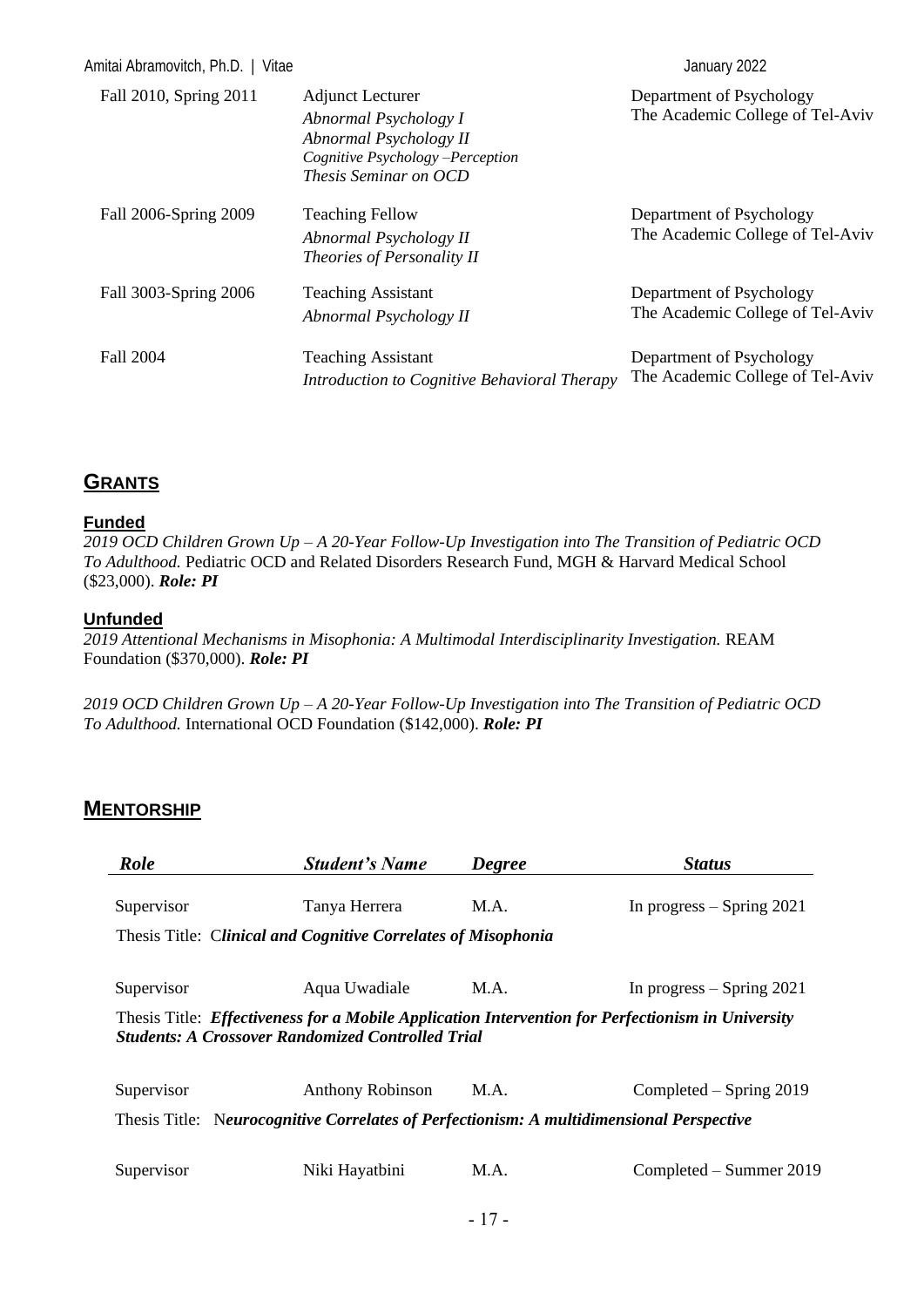| | | |
|---|---|---|
| Fall 2010, Spring 2011 | Adjunct Lecturer<br>*Abnormal Psychology I*<br>*Abnormal Psychology II*<br>*Cognitive Psychology –Perception*<br>*Thesis Seminar on OCD* | Department of Psychology<br>The Academic College of Tel-Aviv |
| Fall 2006-Spring 2009 | Teaching Fellow<br>*Abnormal Psychology II*<br>*Theories of Personality II* | Department of Psychology<br>The Academic College of Tel-Aviv |
| Fall 3003-Spring 2006 | Teaching Assistant<br>*Abnormal Psychology II* | Department of Psychology<br>The Academic College of Tel-Aviv |
| Fall 2004 | Teaching Assistant<br>*Introduction to Cognitive Behavioral Therapy* | Department of Psychology<br>The Academic College of Tel-Aviv |

## GRANTS

### Funded

*2019 OCD Children Grown Up – A 20-Year Follow-Up Investigation into The Transition of Pediatric OCD To Adulthood.* Pediatric OCD and Related Disorders Research Fund, MGH & Harvard Medical School ($23,000). ***Role: PI***

### Unfunded

*2019 Attentional Mechanisms in Misophonia: A Multimodal Interdisciplinarity Investigation.* REAM Foundation ($370,000). ***Role: PI***

*2019 OCD Children Grown Up – A 20-Year Follow-Up Investigation into The Transition of Pediatric OCD To Adulthood.* International OCD Foundation ($142,000). ***Role: PI***

## MENTORSHIP

| *Role* | *Student's Name* | *Degree* | *Status* |
|---|---|---|---|
| Supervisor | Tanya Herrera | M.A. | In progress – Spring 2021 |
| Thesis Title: C***linical and Cognitive Correlates of Misophonia*** | | | |
| Supervisor | Aqua Uwadiale | M.A. | In progress – Spring 2021 |
| Thesis Title: ***Effectiveness for a Mobile Application Intervention for Perfectionism in University Students: A Crossover Randomized Controlled Trial*** | | | |
| Supervisor | Anthony Robinson | M.A. | Completed – Spring 2019 |
| Thesis Title: N***eurocognitive Correlates of Perfectionism: A multidimensional Perspective*** | | | |
| Supervisor | Niki Hayatbini | M.A. | Completed – Summer 2019 |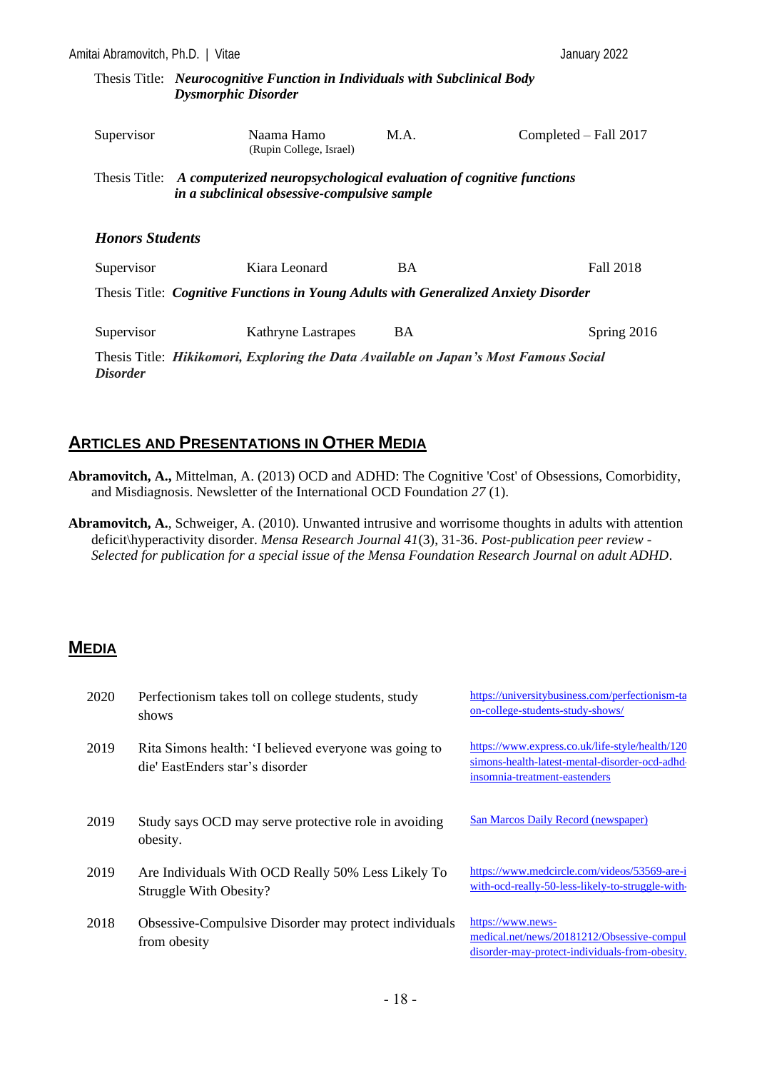Thesis Title: ***Neurocognitive Function in Individuals with Subclinical Body Dysmorphic Disorder***

| Supervisor | Naama Hamo (Rupin College, Israel) | M.A. | Completed – Fall 2017 |
|---|---|---|---|

Thesis Title: ***A computerized neuropsychological evaluation of cognitive functions in a subclinical obsessive-compulsive sample***

### *Honors Students*

| Supervisor | Kiara Leonard | BA | Fall 2018 |
|---|---|---|---|

Thesis Title: ***Cognitive Functions in Young Adults with Generalized Anxiety Disorder***

| Supervisor | Kathryne Lastrapes | BA | Spring 2016 |
|---|---|---|---|

Thesis Title: ***Hikikomori, Exploring the Data Available on Japan's Most Famous Social Disorder***

## ARTICLES AND PRESENTATIONS IN OTHER MEDIA

**Abramovitch, A.,** Mittelman, A. (2013) OCD and ADHD: The Cognitive 'Cost' of Obsessions, Comorbidity, and Misdiagnosis. Newsletter of the International OCD Foundation *27* (1).

**Abramovitch, A.**, Schweiger, A. (2010). Unwanted intrusive and worrisome thoughts in adults with attention deficit\hyperactivity disorder. *Mensa Research Journal 41*(3), 31-36. *Post-publication peer review - Selected for publication for a special issue of the Mensa Foundation Research Journal on adult ADHD*.

## MEDIA

| | | |
|---|---|---|
| 2020 | Perfectionism takes toll on college students, study shows | https://universitybusiness.com/perfectionism-ta on-college-students-study-shows/ |
| 2019 | Rita Simons health: 'I believed everyone was going to die' EastEnders star's disorder | https://www.express.co.uk/life-style/health/120 simons-health-latest-mental-disorder-ocd-adhd- insomnia-treatment-eastenders |
| 2019 | Study says OCD may serve protective role in avoiding obesity. | San Marcos Daily Record (newspaper) |
| 2019 | Are Individuals With OCD Really 50% Less Likely To Struggle With Obesity? | https://www.medcircle.com/videos/53569-are-i with-ocd-really-50-less-likely-to-struggle-with- |
| 2018 | Obsessive-Compulsive Disorder may protect individuals from obesity | https://www.news-medical.net/news/20181212/Obsessive-compul disorder-may-protect-individuals-from-obesity. |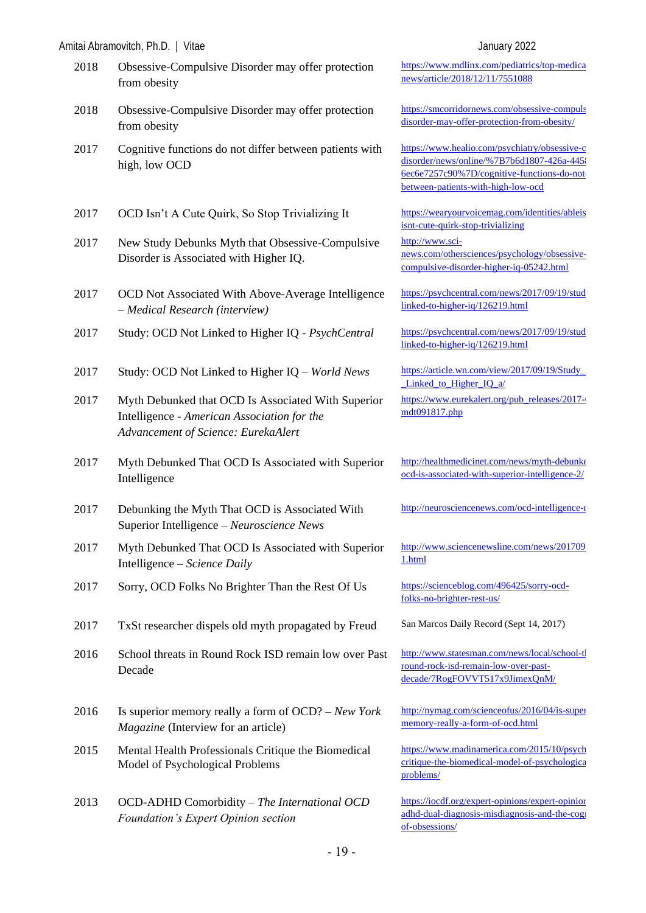| | | |
|---|---|---|
| 2018 | Obsessive-Compulsive Disorder may offer protection from obesity | https://www.mdlinx.com/pediatrics/top-medica news/article/2018/12/11/7551088 |
| 2018 | Obsessive-Compulsive Disorder may offer protection from obesity | https://smcorridornews.com/obsessive-compuls disorder-may-offer-protection-from-obesity/ |
| 2017 | Cognitive functions do not differ between patients with high, low OCD | https://www.healio.com/psychiatry/obsessive-c disorder/news/online/%7B7b6d1807-426a-445 6ec6e7257c90%7D/cognitive-functions-do-not between-patients-with-high-low-ocd |
| 2017 | OCD Isn't A Cute Quirk, So Stop Trivializing It | https://wearyourvoicemag.com/identities/ableis isnt-cute-quirk-stop-trivializing |
| 2017 | New Study Debunks Myth that Obsessive-Compulsive Disorder is Associated with Higher IQ. | http://www.sci-news.com/othersciences/psychology/obsessive-compulsive-disorder-higher-iq-05242.html |
| 2017 | OCD Not Associated With Above-Average Intelligence – *Medical Research (interview)* | https://psychcentral.com/news/2017/09/19/stud linked-to-higher-iq/126219.html |
| 2017 | Study: OCD Not Linked to Higher IQ - *PsychCentral* | https://psychcentral.com/news/2017/09/19/stud linked-to-higher-iq/126219.html |
| 2017 | Study: OCD Not Linked to Higher IQ – *World News* | https://article.wn.com/view/2017/09/19/Study_ _Linked_to_Higher_IQ_a/ |
| 2017 | Myth Debunked that OCD Is Associated With Superior Intelligence - *American Association for the Advancement of Science: EurekaAlert* | https://www.eurekalert.org/pub_releases/2017- mdt091817.php |
| 2017 | Myth Debunked That OCD Is Associated with Superior Intelligence | http://healthmedicinet.com/news/myth-debunke ocd-is-associated-with-superior-intelligence-2/ |
| 2017 | Debunking the Myth That OCD is Associated With Superior Intelligence – *Neuroscience News* | http://neurosciencenews.com/ocd-intelligence- |
| 2017 | Myth Debunked That OCD Is Associated with Superior Intelligence – *Science Daily* | http://www.sciencenewsline.com/news/201709 1.html |
| 2017 | Sorry, OCD Folks No Brighter Than the Rest Of Us | https://scienceblog.com/496425/sorry-ocd-folks-no-brighter-rest-us/ |
| 2017 | TxSt researcher dispels old myth propagated by Freud | San Marcos Daily Record (Sept 14, 2017) |
| 2016 | School threats in Round Rock ISD remain low over Past Decade | http://www.statesman.com/news/local/school-t round-rock-isd-remain-low-over-past-decade/7RogFOVVT517x9JimexQnM/ |
| 2016 | Is superior memory really a form of OCD? – *New York Magazine* (Interview for an article) | http://nymag.com/scienceofus/2016/04/is-supe memory-really-a-form-of-ocd.html |
| 2015 | Mental Health Professionals Critique the Biomedical Model of Psychological Problems | https://www.madinamerica.com/2015/10/psych critique-the-biomedical-model-of-psychologica problems/ |
| 2013 | OCD-ADHD Comorbidity – *The International OCD Foundation's Expert Opinion section* | https://iocdf.org/expert-opinions/expert-opinio adhd-dual-diagnosis-misdiagnosis-and-the-cog of-obsessions/ |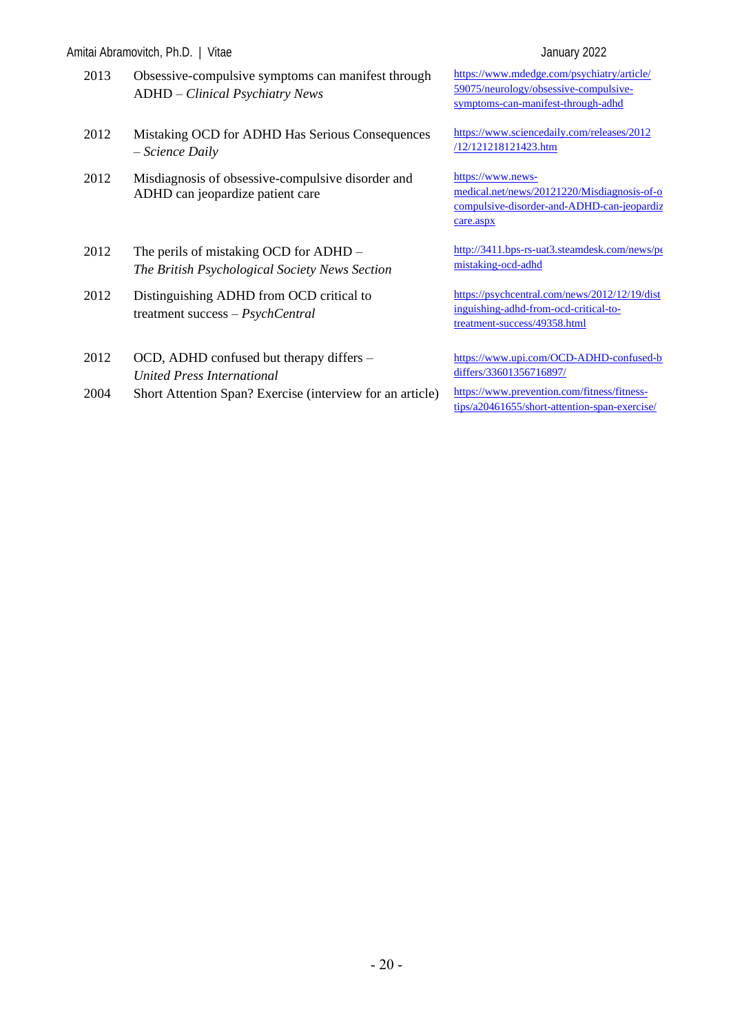| | | |
|---|---|---|
| 2013 | Obsessive-compulsive symptoms can manifest through ADHD – *Clinical Psychiatry News* | https://www.mdedge.com/psychiatry/article/59075/neurology/obsessive-compulsive-symptoms-can-manifest-through-adhd |
| 2012 | Mistaking OCD for ADHD Has Serious Consequences – *Science Daily* | https://www.sciencedaily.com/releases/2012/12/121218121423.htm |
| 2012 | Misdiagnosis of obsessive-compulsive disorder and ADHD can jeopardize patient care | https://www.news-medical.net/news/20121220/Misdiagnosis-of-obsessive-compulsive-disorder-and-ADHD-can-jeopardize-patient-care.aspx |
| 2012 | The perils of mistaking OCD for ADHD – *The British Psychological Society News Section* | http://3411.bps-rs-uat3.steamdesk.com/news/perils-mistaking-ocd-adhd |
| 2012 | Distinguishing ADHD from OCD critical to treatment success – *PsychCentral* | https://psychcentral.com/news/2012/12/19/distinguishing-adhd-from-ocd-critical-to-treatment-success/49358.html |
| 2012 | OCD, ADHD confused but therapy differs – *United Press International* | https://www.upi.com/OCD-ADHD-confused-but-therapy-differs/33601356716897/ |
| 2004 | Short Attention Span? Exercise (interview for an article) | https://www.prevention.com/fitness/fitness-tips/a20461655/short-attention-span-exercise/ |